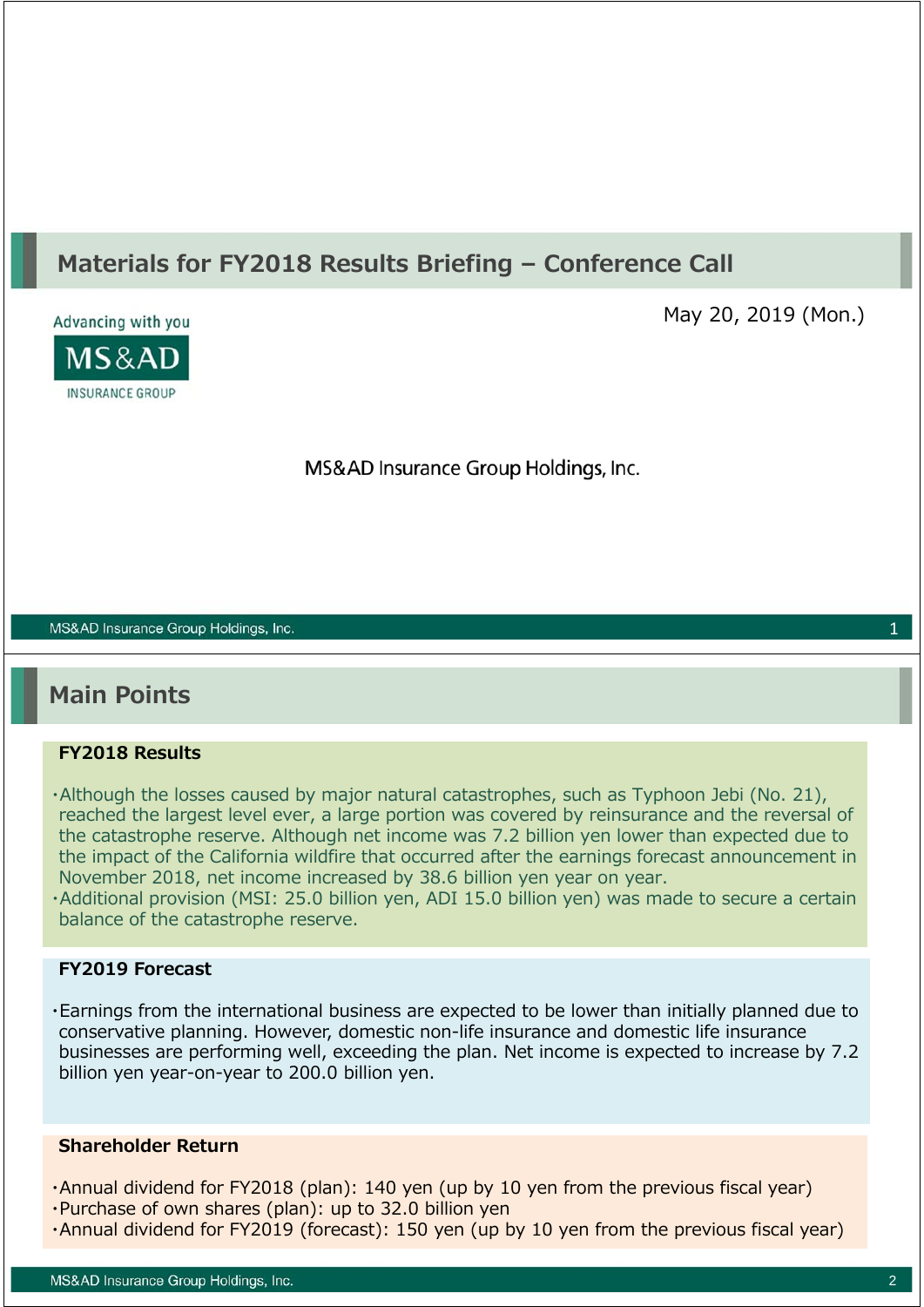# Materials for FY2018 Results Briefing – Conference Call

May 20, 2019 (Mon.)

Advancing with you

MS&AD INSURANCE GROUP

MS&AD Insurance Group Holdings, Inc.

## Main Points

### FY2018 Results

- Although the losses caused by major natural catastrophes, such as Typhoon Jebi (No. 21), reached the largest level ever, a large portion was covered by reinsurance and the reversal of the catastrophe reserve. Although net income was 7.2 billion yen lower than expected due to the impact of the California wildfire that occurred after the earnings forecast announcement in November 2018, net income increased by 38.6 billion yen year on year.
- Additional provision (MSI: 25.0 billion yen, ADI 15.0 billion yen) was made to secure a certain balance of the catastrophe reserve.

### FY2019 Forecast

- Earnings from the international business are expected to be lower than initially planned due to conservative planning. However, domestic non-life insurance and domestic life insurance businesses are performing well, exceeding the plan. Net income is expected to increase by 7.2 billion yen year-on-year to 200.0 billion yen.

### Shareholder Return

- Annual dividend for FY2018 (plan): 140 yen (up by 10 yen from the previous fiscal year)
- Purchase of own shares (plan): up to 32.0 billion yen
- Annual dividend for FY2019 (forecast): 150 yen (up by 10 yen from the previous fiscal year)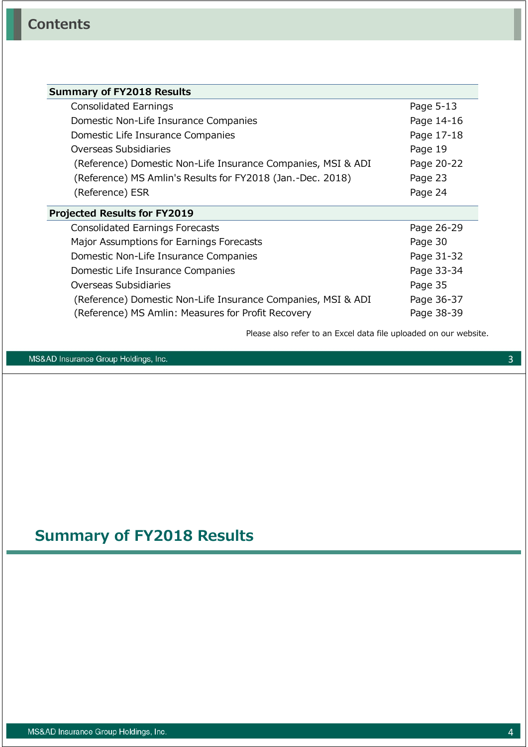# Contents

| Summary of FY2018 Results | |
|---|---|
| Consolidated Earnings | Page 5-13 |
| Domestic Non-Life Insurance Companies | Page 14-16 |
| Domestic Life Insurance Companies | Page 17-18 |
| Overseas Subsidiaries | Page 19 |
| (Reference) Domestic Non-Life Insurance Companies, MSI & ADI | Page 20-22 |
| (Reference) MS Amlin's Results for FY2018 (Jan.-Dec. 2018) | Page 23 |
| (Reference) ESR | Page 24 |

| Projected Results for FY2019 | |
|---|---|
| Consolidated Earnings Forecasts | Page 26-29 |
| Major Assumptions for Earnings Forecasts | Page 30 |
| Domestic Non-Life Insurance Companies | Page 31-32 |
| Domestic Life Insurance Companies | Page 33-34 |
| Overseas Subsidiaries | Page 35 |
| (Reference) Domestic Non-Life Insurance Companies, MSI & ADI | Page 36-37 |
| (Reference) MS Amlin: Measures for Profit Recovery | Page 38-39 |

Please also refer to an Excel data file uploaded on our website.

# Summary of FY2018 Results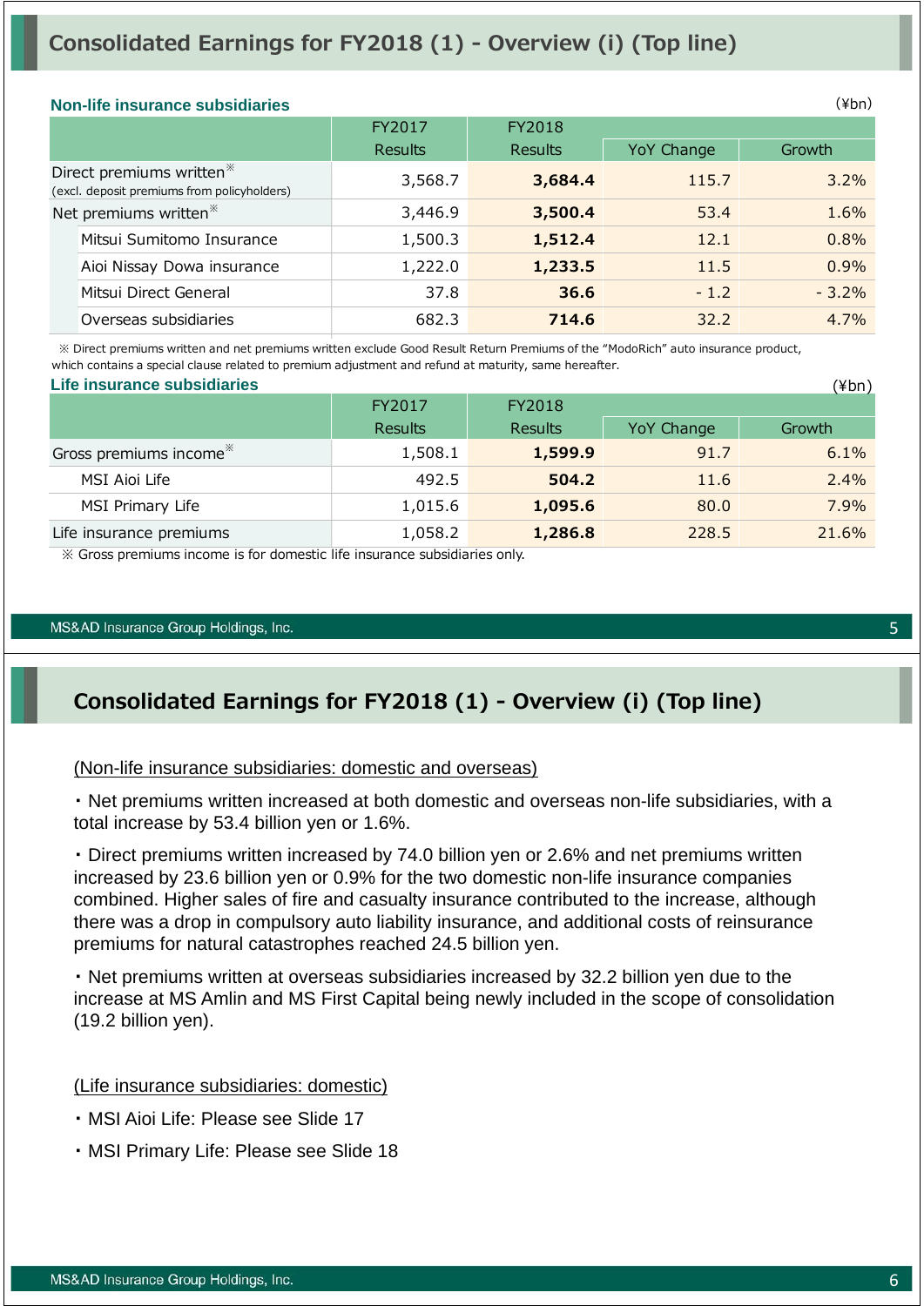# Consolidated Earnings for FY2018 (1) - Overview (i) (Top line)

### Non-life insurance subsidiaries

(¥bn)

| | FY2017 Results | FY2018 Results | | |
|---|---|---|---|---|
| | | | YoY Change | Growth |
| Direct premiums written※ (excl. deposit premiums from policyholders) | 3,568.7 | **3,684.4** | 115.7 | 3.2% |
| Net premiums written※ | 3,446.9 | **3,500.4** | 53.4 | 1.6% |
| Mitsui Sumitomo Insurance | 1,500.3 | **1,512.4** | 12.1 | 0.8% |
| Aioi Nissay Dowa insurance | 1,222.0 | **1,233.5** | 11.5 | 0.9% |
| Mitsui Direct General | 37.8 | **36.6** | - 1.2 | - 3.2% |
| Overseas subsidiaries | 682.3 | **714.6** | 32.2 | 4.7% |

※ Direct premiums written and net premiums written exclude Good Result Return Premiums of the "ModoRich" auto insurance product, which contains a special clause related to premium adjustment and refund at maturity, same hereafter.

### Life insurance subsidiaries

(¥bn)

| | FY2017 Results | FY2018 Results | | |
|---|---|---|---|---|
| | | | YoY Change | Growth |
| Gross premiums income※ | 1,508.1 | **1,599.9** | 91.7 | 6.1% |
| MSI Aioi Life | 492.5 | **504.2** | 11.6 | 2.4% |
| MSI Primary Life | 1,015.6 | **1,095.6** | 80.0 | 7.9% |
| Life insurance premiums | 1,058.2 | **1,286.8** | 228.5 | 21.6% |

※ Gross premiums income is for domestic life insurance subsidiaries only.

# Consolidated Earnings for FY2018 (1) - Overview (i) (Top line)

(Non-life insurance subsidiaries: domestic and overseas)

・Net premiums written increased at both domestic and overseas non-life subsidiaries, with a total increase by 53.4 billion yen or 1.6%.

・Direct premiums written increased by 74.0 billion yen or 2.6% and net premiums written increased by 23.6 billion yen or 0.9% for the two domestic non-life insurance companies combined. Higher sales of fire and casualty insurance contributed to the increase, although there was a drop in compulsory auto liability insurance, and additional costs of reinsurance premiums for natural catastrophes reached 24.5 billion yen.

・Net premiums written at overseas subsidiaries increased by 32.2 billion yen due to the increase at MS Amlin and MS First Capital being newly included in the scope of consolidation (19.2 billion yen).

(Life insurance subsidiaries: domestic)

・MSI Aioi Life: Please see Slide 17

・MSI Primary Life: Please see Slide 18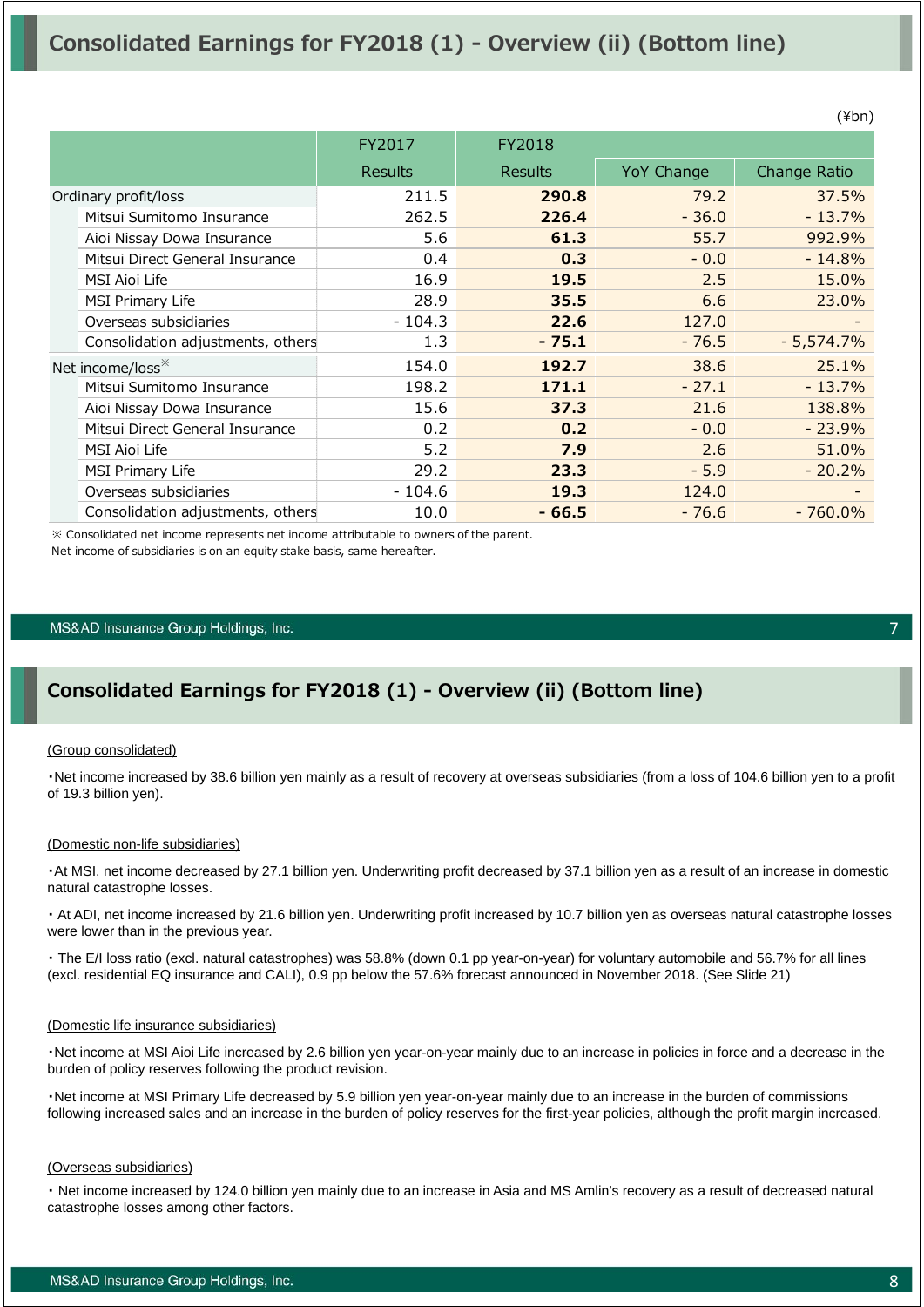# Consolidated Earnings for FY2018 (1) - Overview (ii) (Bottom line)

(¥bn)

| | FY2017 | FY2018 | | |
|---|---|---|---|---|
| | Results | Results | YoY Change | Change Ratio |
| Ordinary profit/loss | 211.5 | **290.8** | 79.2 | 37.5% |
| Mitsui Sumitomo Insurance | 262.5 | **226.4** | - 36.0 | - 13.7% |
| Aioi Nissay Dowa Insurance | 5.6 | **61.3** | 55.7 | 992.9% |
| Mitsui Direct General Insurance | 0.4 | **0.3** | - 0.0 | - 14.8% |
| MSI Aioi Life | 16.9 | **19.5** | 2.5 | 15.0% |
| MSI Primary Life | 28.9 | **35.5** | 6.6 | 23.0% |
| Overseas subsidiaries | - 104.3 | **22.6** | 127.0 | - |
| Consolidation adjustments, others | 1.3 | **- 75.1** | - 76.5 | - 5,574.7% |
| Net income/loss※ | 154.0 | **192.7** | 38.6 | 25.1% |
| Mitsui Sumitomo Insurance | 198.2 | **171.1** | - 27.1 | - 13.7% |
| Aioi Nissay Dowa Insurance | 15.6 | **37.3** | 21.6 | 138.8% |
| Mitsui Direct General Insurance | 0.2 | **0.2** | - 0.0 | - 23.9% |
| MSI Aioi Life | 5.2 | **7.9** | 2.6 | 51.0% |
| MSI Primary Life | 29.2 | **23.3** | - 5.9 | - 20.2% |
| Overseas subsidiaries | - 104.6 | **19.3** | 124.0 | - |
| Consolidation adjustments, others | 10.0 | **- 66.5** | - 76.6 | - 760.0% |

※ Consolidated net income represents net income attributable to owners of the parent.
Net income of subsidiaries is on an equity stake basis, same hereafter.

# Consolidated Earnings for FY2018 (1) - Overview (ii) (Bottom line)

(Group consolidated)

・Net income increased by 38.6 billion yen mainly as a result of recovery at overseas subsidiaries (from a loss of 104.6 billion yen to a profit of 19.3 billion yen).

(Domestic non-life subsidiaries)

・At MSI, net income decreased by 27.1 billion yen. Underwriting profit decreased by 37.1 billion yen as a result of an increase in domestic natural catastrophe losses.

・At ADI, net income increased by 21.6 billion yen. Underwriting profit increased by 10.7 billion yen as overseas natural catastrophe losses were lower than in the previous year.

・The E/I loss ratio (excl. natural catastrophes) was 58.8% (down 0.1 pp year-on-year) for voluntary automobile and 56.7% for all lines (excl. residential EQ insurance and CALI), 0.9 pp below the 57.6% forecast announced in November 2018. (See Slide 21)

(Domestic life insurance subsidiaries)

・Net income at MSI Aioi Life increased by 2.6 billion yen year-on-year mainly due to an increase in policies in force and a decrease in the burden of policy reserves following the product revision.

・Net income at MSI Primary Life decreased by 5.9 billion yen year-on-year mainly due to an increase in the burden of commissions following increased sales and an increase in the burden of policy reserves for the first-year policies, although the profit margin increased.

(Overseas subsidiaries)

・Net income increased by 124.0 billion yen mainly due to an increase in Asia and MS Amlin's recovery as a result of decreased natural catastrophe losses among other factors.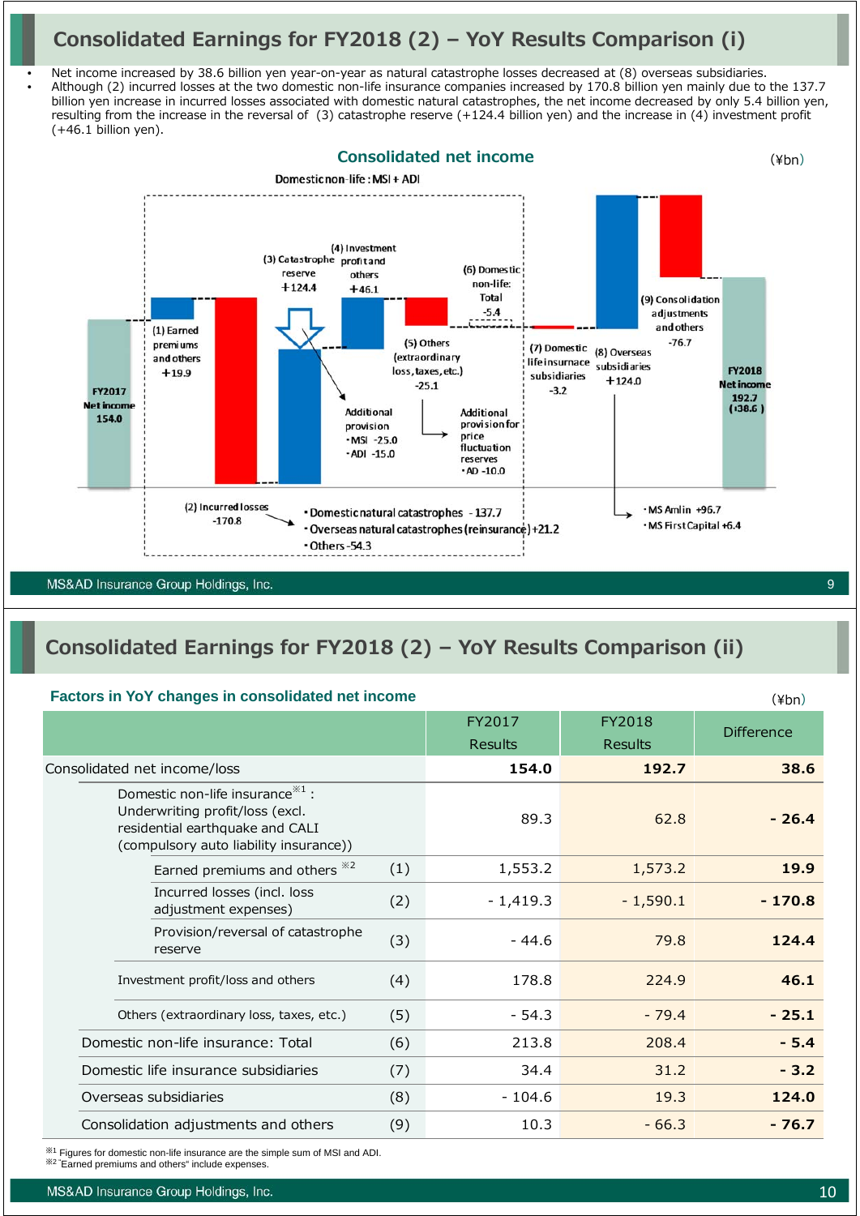# Consolidated Earnings for FY2018 (2) – YoY Results Comparison (i)

- Net income increased by 38.6 billion yen year-on-year as natural catastrophe losses decreased at (8) overseas subsidiaries.
- Although (2) incurred losses at the two domestic non-life insurance companies increased by 170.8 billion yen mainly due to the 137.7 billion yen increase in incurred losses associated with domestic natural catastrophes, the net income decreased by only 5.4 billion yen, resulting from the increase in the reversal of (3) catastrophe reserve (+124.4 billion yen) and the increase in (4) investment profit (+46.1 billion yen).

## Consolidated net income

(¥bn)

Domestic non-life : MSI + ADI

- FY2017 Net income 154.0
- (1) Earned premiums and others +19.9
- (2) Incurred losses -170.8
  - Domestic natural catastrophes -137.7
  - Overseas natural catastrophes (reinsurance) +21.2
  - Others -54.3
- (3) Catastrophe reserve +124.4
  - Additional provision
    - MSI -25.0
    - ADI -15.0
- (4) Investment profit and others +46.1
- (5) Others (extraordinary loss, taxes, etc.) -25.1
  - Additional provision for price fluctuation reserves
    - AD -10.0
- (6) Domestic non-life: Total -5.4
- (7) Domestic life insurance subsidiaries -3.2
- (8) Overseas subsidiaries +124.0
  - MS Amlin +96.7
  - MS First Capital +6.4
- (9) Consolidation adjustments and others -76.7
- FY2018 Net income 192.7 (+38.6)

# Consolidated Earnings for FY2018 (2) – YoY Results Comparison (ii)

## Factors in YoY changes in consolidated net income

(¥bn)

| | | FY2017 Results | FY2018 Results | Difference |
|---|---|---|---|---|
| Consolidated net income/loss | | **154.0** | **192.7** | **38.6** |
| Domestic non-life insurance[※1] : Underwriting profit/loss (excl. residential earthquake and CALI (compulsory auto liability insurance)) | | 89.3 | 62.8 | **- 26.4** |
| Earned premiums and others [※2] | (1) | 1,553.2 | 1,573.2 | **19.9** |
| Incurred losses (incl. loss adjustment expenses) | (2) | - 1,419.3 | - 1,590.1 | **- 170.8** |
| Provision/reversal of catastrophe reserve | (3) | - 44.6 | 79.8 | **124.4** |
| Investment profit/loss and others | (4) | 178.8 | 224.9 | **46.1** |
| Others (extraordinary loss, taxes, etc.) | (5) | - 54.3 | - 79.4 | **- 25.1** |
| Domestic non-life insurance: Total | (6) | 213.8 | 208.4 | **- 5.4** |
| Domestic life insurance subsidiaries | (7) | 34.4 | 31.2 | **- 3.2** |
| Overseas subsidiaries | (8) | - 104.6 | 19.3 | **124.0** |
| Consolidation adjustments and others | (9) | 10.3 | - 66.3 | **- 76.7** |

※1 Figures for domestic non-life insurance are the simple sum of MSI and ADI.
※2 "Earned premiums and others" include expenses.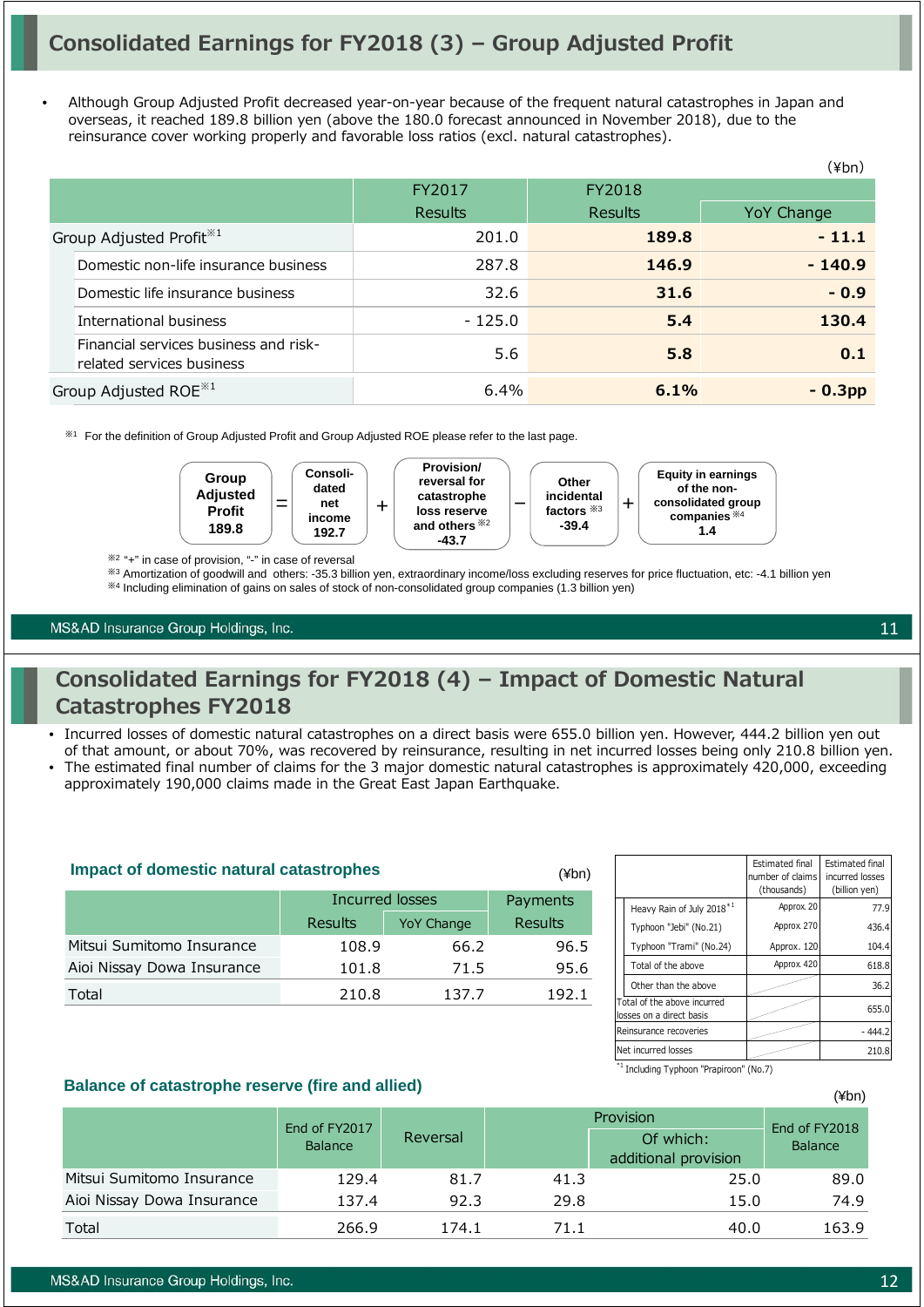# Consolidated Earnings for FY2018 (3) – Group Adjusted Profit

- Although Group Adjusted Profit decreased year-on-year because of the frequent natural catastrophes in Japan and overseas, it reached 189.8 billion yen (above the 180.0 forecast announced in November 2018), due to the reinsurance cover working properly and favorable loss ratios (excl. natural catastrophes).

(¥bn)

| | FY2017 Results | FY2018 Results | YoY Change |
|---|---|---|---|
| Group Adjusted Profit※1 | 201.0 | **189.8** | **- 11.1** |
| Domestic non-life insurance business | 287.8 | **146.9** | **- 140.9** |
| Domestic life insurance business | 32.6 | **31.6** | **- 0.9** |
| International business | - 125.0 | **5.4** | **130.4** |
| Financial services business and risk-related services business | 5.6 | **5.8** | **0.1** |
| Group Adjusted ROE※1 | 6.4% | **6.1%** | **- 0.3pp** |

※1 For the definition of Group Adjusted Profit and Group Adjusted ROE please refer to the last page.

**Group Adjusted Profit 189.8** = **Consolidated net income 192.7** + **Provision/reversal for catastrophe loss reserve and others※2 -43.7** − **Other incidental factors※3 -39.4** + **Equity in earnings of the non-consolidated group companies※4 1.4**

※2 "+" in case of provision, "-" in case of reversal

※3 Amortization of goodwill and others: -35.3 billion yen, extraordinary income/loss excluding reserves for price fluctuation, etc: -4.1 billion yen

※4 Including elimination of gains on sales of stock of non-consolidated group companies (1.3 billion yen)

# Consolidated Earnings for FY2018 (4) – Impact of Domestic Natural Catastrophes FY2018

- Incurred losses of domestic natural catastrophes on a direct basis were 655.0 billion yen. However, 444.2 billion yen out of that amount, or about 70%, was recovered by reinsurance, resulting in net incurred losses being only 210.8 billion yen.
- The estimated final number of claims for the 3 major domestic natural catastrophes is approximately 420,000, exceeding approximately 190,000 claims made in the Great East Japan Earthquake.

### Impact of domestic natural catastrophes

(¥bn)

| | Incurred losses | | Payments |
|---|---|---|---|
| | Results | YoY Change | Results |
| Mitsui Sumitomo Insurance | 108.9 | 66.2 | 96.5 |
| Aioi Nissay Dowa Insurance | 101.8 | 71.5 | 95.6 |
| Total | 210.8 | 137.7 | 192.1 |

| | Estimated final number of claims (thousands) | Estimated final incurred losses (billion yen) |
|---|---|---|
| Heavy Rain of July 2018[*1] | Approx. 20 | 77.9 |
| Typhoon "Jebi" (No.21) | Approx. 270 | 436.4 |
| Typhoon "Trami" (No.24) | Approx. 120 | 104.4 |
| Total of the above | Approx. 420 | 618.8 |
| Other than the above | | 36.2 |
| Total of the above incurred losses on a direct basis | | 655.0 |
| Reinsurance recoveries | | - 444.2 |
| Net incurred losses | | 210.8 |

[*1] Including Typhoon "Prapiroon" (No.7)

### Balance of catastrophe reserve (fire and allied)

(¥bn)

| | End of FY2017 Balance | Reversal | Provision | Of which: additional provision | End of FY2018 Balance |
|---|---|---|---|---|---|
| Mitsui Sumitomo Insurance | 129.4 | 81.7 | 41.3 | 25.0 | 89.0 |
| Aioi Nissay Dowa Insurance | 137.4 | 92.3 | 29.8 | 15.0 | 74.9 |
| Total | 266.9 | 174.1 | 71.1 | 40.0 | 163.9 |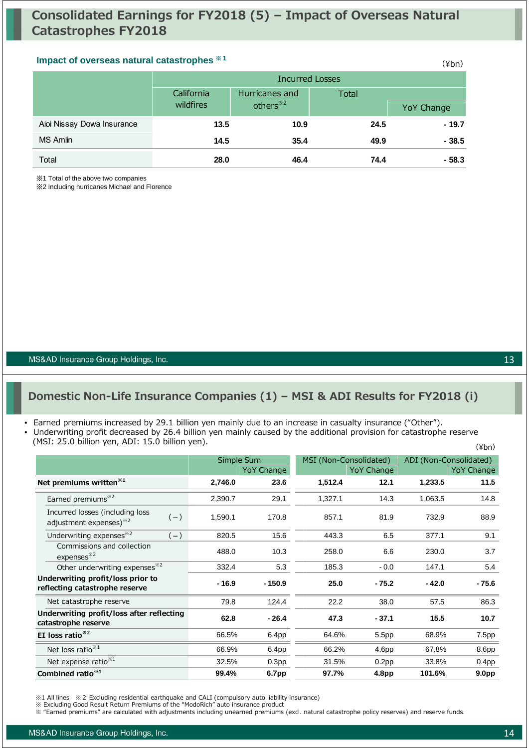# Consolidated Earnings for FY2018 (5) – Impact of Overseas Natural Catastrophes FY2018

### Impact of overseas natural catastrophes ※1

(¥bn)

| | Incurred Losses | | | |
|---|---|---|---|---|
| | California wildfires | Hurricanes and others※2 | Total | YoY Change |
| Aioi Nissay Dowa Insurance | **13.5** | **10.9** | **24.5** | **- 19.7** |
| MS Amlin | **14.5** | **35.4** | **49.9** | **- 38.5** |
| Total | **28.0** | **46.4** | **74.4** | **- 58.3** |

※1 Total of the above two companies
※2 Including hurricanes Michael and Florence

# Domestic Non-Life Insurance Companies (1) – MSI & ADI Results for FY2018 (i)

- Earned premiums increased by 29.1 billion yen mainly due to an increase in casualty insurance ("Other").
- Underwriting profit decreased by 26.4 billion yen mainly caused by the additional provision for catastrophe reserve (MSI: 25.0 billion yen, ADI: 15.0 billion yen).

(¥bn)

| | | Simple Sum | | MSI (Non-Consolidated) | | ADI (Non-Consolidated) | |
|---|---|---|---|---|---|---|---|
| | | | YoY Change | | YoY Change | | YoY Change |
| **Net premiums written**※1 | | **2,746.0** | **23.6** | **1,512.4** | **12.1** | **1,233.5** | **11.5** |
| Earned premiums※2 | | 2,390.7 | 29.1 | 1,327.1 | 14.3 | 1,063.5 | 14.8 |
| Incurred losses (including loss adjustment expenses)※2 | (−) | 1,590.1 | 170.8 | 857.1 | 81.9 | 732.9 | 88.9 |
| Underwriting expenses※2 | (−) | 820.5 | 15.6 | 443.3 | 6.5 | 377.1 | 9.1 |
| Commissions and collection expenses※2 | | 488.0 | 10.3 | 258.0 | 6.6 | 230.0 | 3.7 |
| Other underwriting expenses※2 | | 332.4 | 5.3 | 185.3 | - 0.0 | 147.1 | 5.4 |
| **Underwriting profit/loss prior to reflecting catastrophe reserve** | | **- 16.9** | **- 150.9** | **25.0** | **- 75.2** | **- 42.0** | **- 75.6** |
| Net catastrophe reserve | | 79.8 | 124.4 | 22.2 | 38.0 | 57.5 | 86.3 |
| **Underwriting profit/loss after reflecting catastrophe reserve** | | **62.8** | **- 26.4** | **47.3** | **- 37.1** | **15.5** | **10.7** |
| **EI loss ratio**※2 | | 66.5% | 6.4pp | 64.6% | 5.5pp | 68.9% | 7.5pp |
| Net loss ratio※1 | | 66.9% | 6.4pp | 66.2% | 4.6pp | 67.8% | 8.6pp |
| Net expense ratio※1 | | 32.5% | 0.3pp | 31.5% | 0.2pp | 33.8% | 0.4pp |
| **Combined ratio**※1 | | **99.4%** | **6.7pp** | **97.7%** | **4.8pp** | **101.6%** | **9.0pp** |

※1 All lines ※2 Excluding residential earthquake and CALI (compulsory auto liability insurance)
※ Excluding Good Result Return Premiums of the "ModoRich" auto insurance product
※ "Earned premiums" are calculated with adjustments including unearned premiums (excl. natural catastrophe policy reserves) and reserve funds.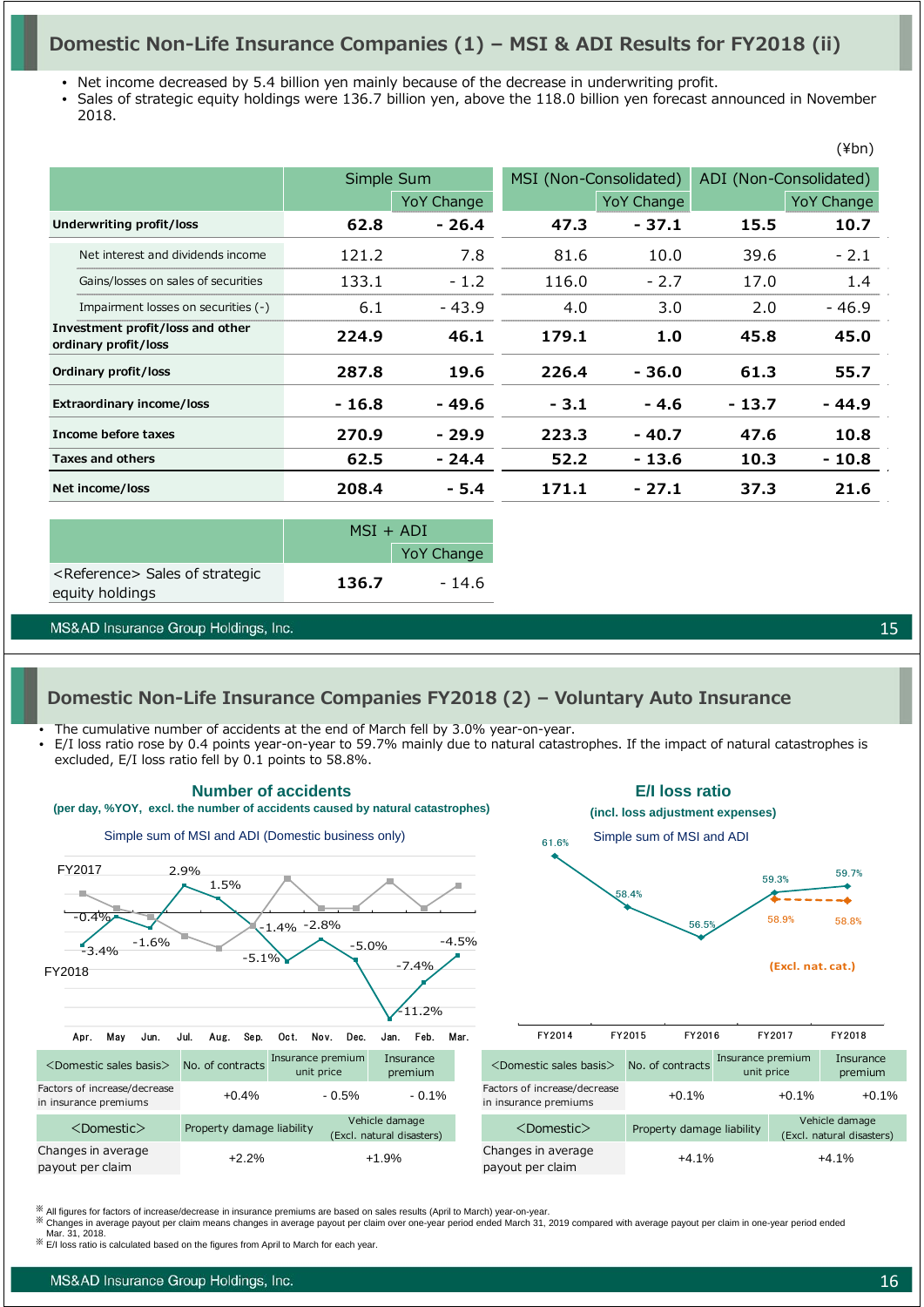## Domestic Non-Life Insurance Companies (1) – MSI & ADI Results for FY2018 (ii)

- Net income decreased by 5.4 billion yen mainly because of the decrease in underwriting profit.
- Sales of strategic equity holdings were 136.7 billion yen, above the 118.0 billion yen forecast announced in November 2018.

(¥bn)

| | Simple Sum | | MSI (Non-Consolidated) | | ADI (Non-Consolidated) | |
|---|---|---|---|---|---|---|
| | | YoY Change | | YoY Change | | YoY Change |
| **Underwriting profit/loss** | **62.8** | **- 26.4** | **47.3** | **- 37.1** | **15.5** | **10.7** |
| Net interest and dividends income | 121.2 | 7.8 | 81.6 | 10.0 | 39.6 | - 2.1 |
| Gains/losses on sales of securities | 133.1 | - 1.2 | 116.0 | - 2.7 | 17.0 | 1.4 |
| Impairment losses on securities (-) | 6.1 | - 43.9 | 4.0 | 3.0 | 2.0 | - 46.9 |
| **Investment profit/loss and other ordinary profit/loss** | **224.9** | **46.1** | **179.1** | **1.0** | **45.8** | **45.0** |
| **Ordinary profit/loss** | **287.8** | **19.6** | **226.4** | **- 36.0** | **61.3** | **55.7** |
| **Extraordinary income/loss** | **- 16.8** | **- 49.6** | **- 3.1** | **- 4.6** | **- 13.7** | **- 44.9** |
| **Income before taxes** | **270.9** | **- 29.9** | **223.3** | **- 40.7** | **47.6** | **10.8** |
| **Taxes and others** | **62.5** | **- 24.4** | **52.2** | **- 13.6** | **10.3** | **- 10.8** |
| **Net income/loss** | **208.4** | **- 5.4** | **171.1** | **- 27.1** | **37.3** | **21.6** |

| | MSI + ADI | |
|---|---|---|
| | | YoY Change |
| <Reference> Sales of strategic equity holdings | **136.7** | - 14.6 |

## Domestic Non-Life Insurance Companies FY2018 (2) – Voluntary Auto Insurance

- The cumulative number of accidents at the end of March fell by 3.0% year-on-year.
- E/I loss ratio rose by 0.4 points year-on-year to 59.7% mainly due to natural catastrophes. If the impact of natural catastrophes is excluded, E/I loss ratio fell by 0.1 points to 58.8%.

### Number of accidents
**(per day, %YOY, excl. the number of accidents caused by natural catastrophes)**

Simple sum of MSI and ADI (Domestic business only)

| | Apr. | May | Jun. | Jul. | Aug. | Sep. | Oct. | Nov. | Dec. | Jan. | Feb. | Mar. |
|---|---|---|---|---|---|---|---|---|---|---|---|---|
| FY2018 | -3.4% | -0.4% | -1.6% | 2.9% | 1.5% | -1.4% | -5.1% | -2.8% | -5.0% | -11.2% | -7.4% | -4.5% |

| <Domestic sales basis> | No. of contracts | Insurance premium unit price | Insurance premium |
|---|---|---|---|
| Factors of increase/decrease in insurance premiums | +0.4% | - 0.5% | - 0.1% |

| <Domestic> | Property damage liability | Vehicle damage (Excl. natural disasters) |
|---|---|---|
| Changes in average payout per claim | +2.2% | +1.9% |

### E/I loss ratio
**(incl. loss adjustment expenses)**

Simple sum of MSI and ADI

| | FY2014 | FY2015 | FY2016 | FY2017 | FY2018 |
|---|---|---|---|---|---|
| E/I loss ratio | 61.6% | 58.4% | 56.5% | 59.3% | 59.7% |
| (Excl. nat. cat.) | | | | 58.9% | 58.8% |

| <Domestic sales basis> | No. of contracts | Insurance premium unit price | Insurance premium |
|---|---|---|---|
| Factors of increase/decrease in insurance premiums | +0.1% | +0.1% | +0.1% |

| <Domestic> | Property damage liability | Vehicle damage (Excl. natural disasters) |
|---|---|---|
| Changes in average payout per claim | +4.1% | +4.1% |

※ All figures for factors of increase/decrease in insurance premiums are based on sales results (April to March) year-on-year.
※ Changes in average payout per claim means changes in average payout per claim over one-year period ended March 31, 2019 compared with average payout per claim in one-year period ended Mar. 31, 2018.
※ E/I loss ratio is calculated based on the figures from April to March for each year.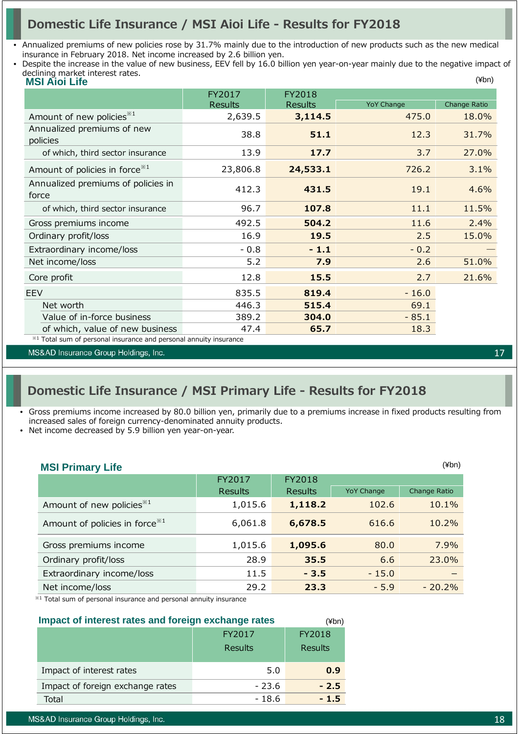# Domestic Life Insurance / MSI Aioi Life - Results for FY2018

- Annualized premiums of new policies rose by 31.7% mainly due to the introduction of new products such as the new medical insurance in February 2018. Net income increased by 2.6 billion yen.
- Despite the increase in the value of new business, EEV fell by 16.0 billion yen year-on-year mainly due to the negative impact of declining market interest rates.

## MSI Aioi Life

(¥bn)

| | FY2017 Results | FY2018 Results | YoY Change | Change Ratio |
|---|---|---|---|---|
| Amount of new policies※1 | 2,639.5 | **3,114.5** | 475.0 | 18.0% |
| Annualized premiums of new policies | 38.8 | **51.1** | 12.3 | 31.7% |
| of which, third sector insurance | 13.9 | **17.7** | 3.7 | 27.0% |
| Amount of policies in force※1 | 23,806.8 | **24,533.1** | 726.2 | 3.1% |
| Annualized premiums of policies in force | 412.3 | **431.5** | 19.1 | 4.6% |
| of which, third sector insurance | 96.7 | **107.8** | 11.1 | 11.5% |
| Gross premiums income | 492.5 | **504.2** | 11.6 | 2.4% |
| Ordinary profit/loss | 16.9 | **19.5** | 2.5 | 15.0% |
| Extraordinary income/loss | - 0.8 | **- 1.1** | - 0.2 | — |
| Net income/loss | 5.2 | **7.9** | 2.6 | 51.0% |
| Core profit | 12.8 | **15.5** | 2.7 | 21.6% |
| EEV | 835.5 | **819.4** | - 16.0 | |
| Net worth | 446.3 | **515.4** | 69.1 | |
| Value of in-force business | 389.2 | **304.0** | - 85.1 | |
| of which, value of new business | 47.4 | **65.7** | 18.3 | |

※1 Total sum of personal insurance and personal annuity insurance

# Domestic Life Insurance / MSI Primary Life - Results for FY2018

- Gross premiums income increased by 80.0 billion yen, primarily due to a premiums increase in fixed products resulting from increased sales of foreign currency-denominated annuity products.
- Net income decreased by 5.9 billion yen year-on-year.

## MSI Primary Life

(¥bn)

| | FY2017 Results | FY2018 Results | YoY Change | Change Ratio |
|---|---|---|---|---|
| Amount of new policies※1 | 1,015.6 | **1,118.2** | 102.6 | 10.1% |
| Amount of policies in force※1 | 6,061.8 | **6,678.5** | 616.6 | 10.2% |
| Gross premiums income | 1,015.6 | **1,095.6** | 80.0 | 7.9% |
| Ordinary profit/loss | 28.9 | **35.5** | 6.6 | 23.0% |
| Extraordinary income/loss | 11.5 | **- 3.5** | - 15.0 | – |
| Net income/loss | 29.2 | **23.3** | - 5.9 | - 20.2% |

※1 Total sum of personal insurance and personal annuity insurance

## Impact of interest rates and foreign exchange rates

(¥bn)

| | FY2017 Results | FY2018 Results |
|---|---|---|
| Impact of interest rates | 5.0 | **0.9** |
| Impact of foreign exchange rates | - 23.6 | **- 2.5** |
| Total | - 18.6 | **- 1.5** |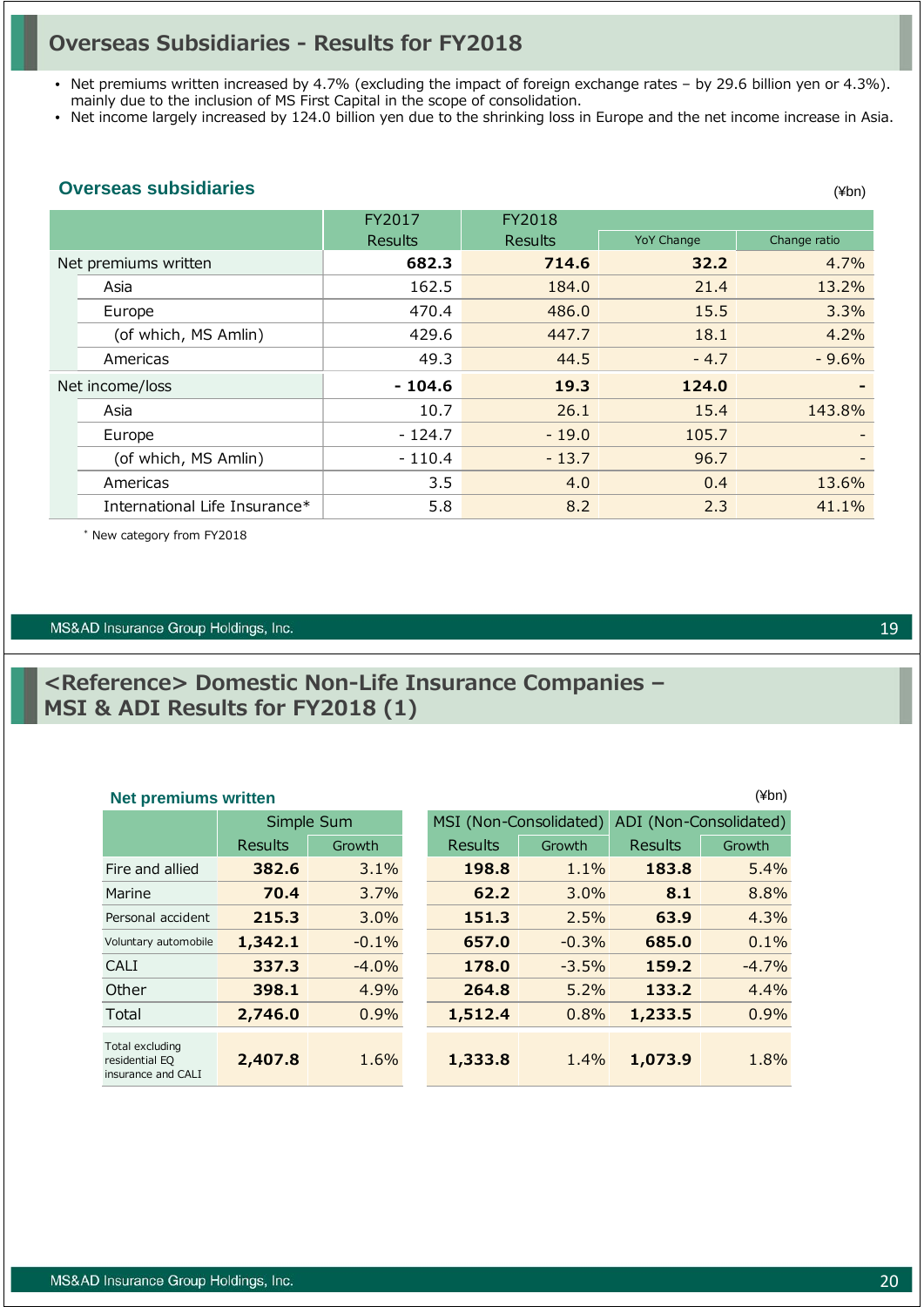## Overseas Subsidiaries - Results for FY2018

- Net premiums written increased by 4.7% (excluding the impact of foreign exchange rates – by 29.6 billion yen or 4.3%). mainly due to the inclusion of MS First Capital in the scope of consolidation.
- Net income largely increased by 124.0 billion yen due to the shrinking loss in Europe and the net income increase in Asia.

### Overseas subsidiaries

(¥bn)

| | FY2017 Results | FY2018 Results | YoY Change | Change ratio |
|---|---|---|---|---|
| **Net premiums written** | **682.3** | **714.6** | **32.2** | 4.7% |
| Asia | 162.5 | 184.0 | 21.4 | 13.2% |
| Europe | 470.4 | 486.0 | 15.5 | 3.3% |
| (of which, MS Amlin) | 429.6 | 447.7 | 18.1 | 4.2% |
| Americas | 49.3 | 44.5 | - 4.7 | - 9.6% |
| **Net income/loss** | **- 104.6** | **19.3** | **124.0** | **-** |
| Asia | 10.7 | 26.1 | 15.4 | 143.8% |
| Europe | - 124.7 | - 19.0 | 105.7 | - |
| (of which, MS Amlin) | - 110.4 | - 13.7 | 96.7 | - |
| Americas | 3.5 | 4.0 | 0.4 | 13.6% |
| International Life Insurance* | 5.8 | 8.2 | 2.3 | 41.1% |

* New category from FY2018

## <Reference> Domestic Non-Life Insurance Companies – MSI & ADI Results for FY2018 (1)

### Net premiums written

(¥bn)

| | Simple Sum | | MSI (Non-Consolidated) | | ADI (Non-Consolidated) | |
|---|---|---|---|---|---|---|
| | Results | Growth | Results | Growth | Results | Growth |
| Fire and allied | **382.6** | 3.1% | **198.8** | 1.1% | **183.8** | 5.4% |
| Marine | **70.4** | 3.7% | **62.2** | 3.0% | **8.1** | 8.8% |
| Personal accident | **215.3** | 3.0% | **151.3** | 2.5% | **63.9** | 4.3% |
| Voluntary automobile | **1,342.1** | -0.1% | **657.0** | -0.3% | **685.0** | 0.1% |
| CALI | **337.3** | -4.0% | **178.0** | -3.5% | **159.2** | -4.7% |
| Other | **398.1** | 4.9% | **264.8** | 5.2% | **133.2** | 4.4% |
| Total | **2,746.0** | 0.9% | **1,512.4** | 0.8% | **1,233.5** | 0.9% |
| Total excluding residential EQ insurance and CALI | **2,407.8** | 1.6% | **1,333.8** | 1.4% | **1,073.9** | 1.8% |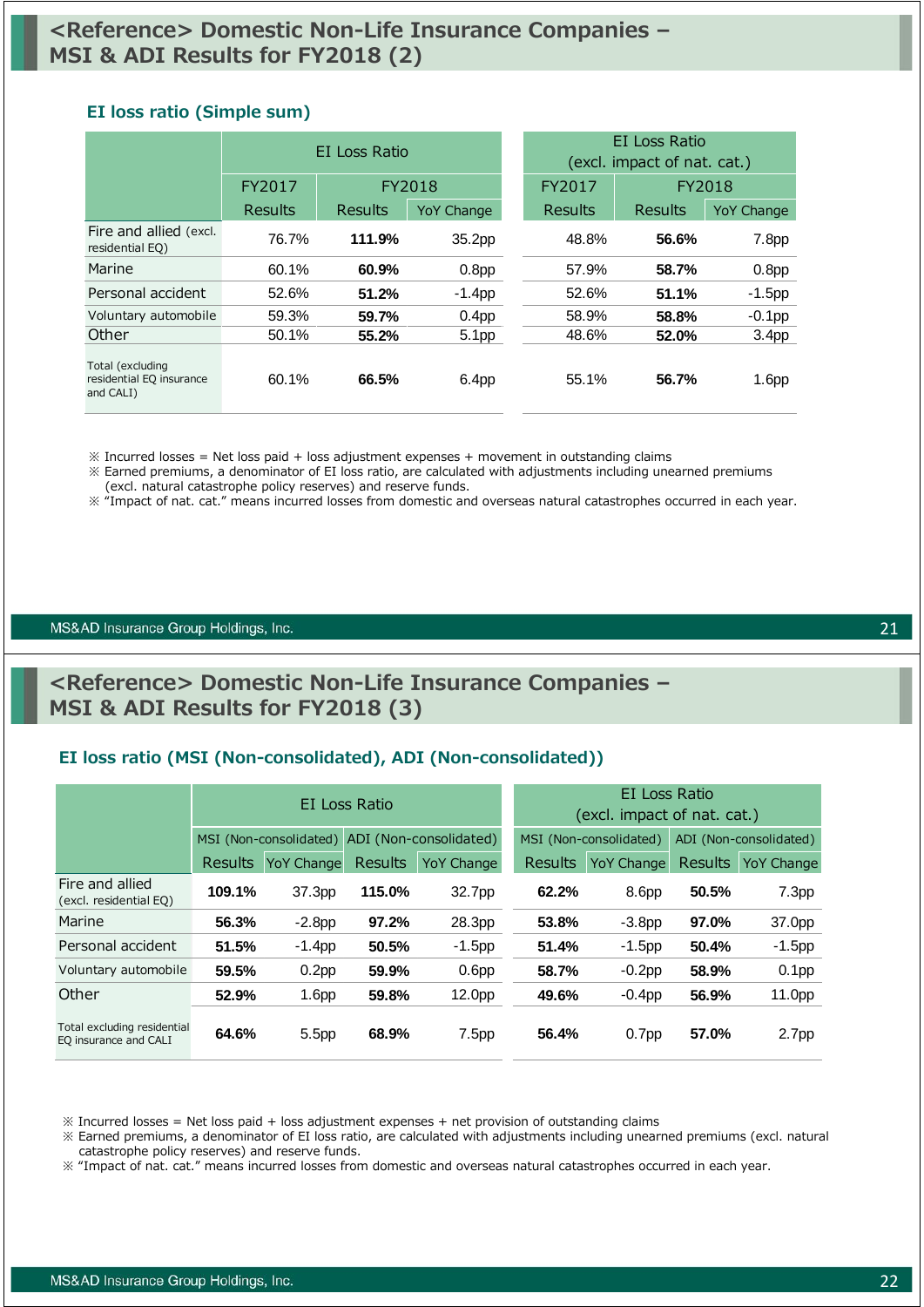# <Reference> Domestic Non-Life Insurance Companies – MSI & ADI Results for FY2018 (2)

### EI loss ratio (Simple sum)

| | EI Loss Ratio | | | EI Loss Ratio (excl. impact of nat. cat.) | | |
|---|---|---|---|---|---|---|
| | FY2017 | FY2018 | | FY2017 | FY2018 | |
| | Results | Results | YoY Change | Results | Results | YoY Change |
| Fire and allied (excl. residential EQ) | 76.7% | **111.9%** | 35.2pp | 48.8% | **56.6%** | 7.8pp |
| Marine | 60.1% | **60.9%** | 0.8pp | 57.9% | **58.7%** | 0.8pp |
| Personal accident | 52.6% | **51.2%** | -1.4pp | 52.6% | **51.1%** | -1.5pp |
| Voluntary automobile | 59.3% | **59.7%** | 0.4pp | 58.9% | **58.8%** | -0.1pp |
| Other | 50.1% | **55.2%** | 5.1pp | 48.6% | **52.0%** | 3.4pp |
| Total (excluding residential EQ insurance and CALI) | 60.1% | **66.5%** | 6.4pp | 55.1% | **56.7%** | 1.6pp |

※ Incurred losses = Net loss paid + loss adjustment expenses + movement in outstanding claims
※ Earned premiums, a denominator of EI loss ratio, are calculated with adjustments including unearned premiums (excl. natural catastrophe policy reserves) and reserve funds.
※ "Impact of nat. cat." means incurred losses from domestic and overseas natural catastrophes occurred in each year.

# <Reference> Domestic Non-Life Insurance Companies – MSI & ADI Results for FY2018 (3)

### EI loss ratio (MSI (Non-consolidated), ADI (Non-consolidated))

| | EI Loss Ratio | | | | EI Loss Ratio (excl. impact of nat. cat.) | | | |
|---|---|---|---|---|---|---|---|---|
| | MSI (Non-consolidated) | | ADI (Non-consolidated) | | MSI (Non-consolidated) | | ADI (Non-consolidated) | |
| | Results | YoY Change | Results | YoY Change | Results | YoY Change | Results | YoY Change |
| Fire and allied (excl. residential EQ) | **109.1%** | 37.3pp | **115.0%** | 32.7pp | **62.2%** | 8.6pp | **50.5%** | 7.3pp |
| Marine | **56.3%** | -2.8pp | **97.2%** | 28.3pp | **53.8%** | -3.8pp | **97.0%** | 37.0pp |
| Personal accident | **51.5%** | -1.4pp | **50.5%** | -1.5pp | **51.4%** | -1.5pp | **50.4%** | -1.5pp |
| Voluntary automobile | **59.5%** | 0.2pp | **59.9%** | 0.6pp | **58.7%** | -0.2pp | **58.9%** | 0.1pp |
| Other | **52.9%** | 1.6pp | **59.8%** | 12.0pp | **49.6%** | -0.4pp | **56.9%** | 11.0pp |
| Total excluding residential EQ insurance and CALI | **64.6%** | 5.5pp | **68.9%** | 7.5pp | **56.4%** | 0.7pp | **57.0%** | 2.7pp |

※ Incurred losses = Net loss paid + loss adjustment expenses + net provision of outstanding claims
※ Earned premiums, a denominator of EI loss ratio, are calculated with adjustments including unearned premiums (excl. natural catastrophe policy reserves) and reserve funds.
※ "Impact of nat. cat." means incurred losses from domestic and overseas natural catastrophes occurred in each year.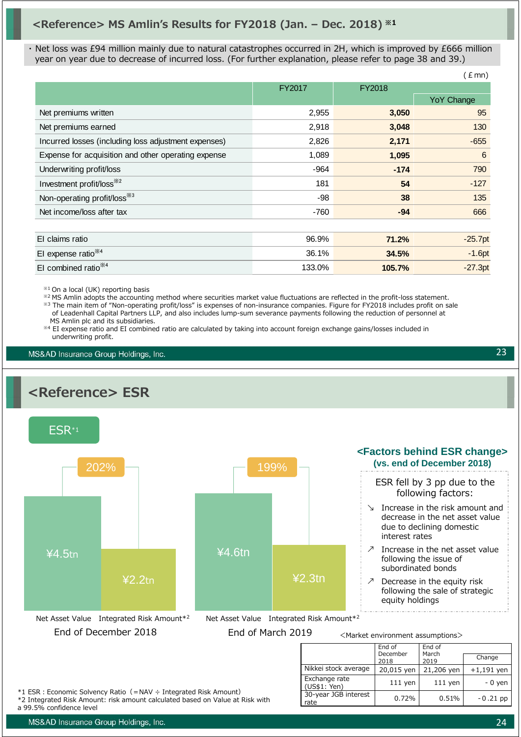## <Reference> MS Amlin's Results for FY2018 (Jan. – Dec. 2018) ※1

・Net loss was £94 million mainly due to natural catastrophes occurred in 2H, which is improved by £666 million year on year due to decrease of incurred loss. (For further explanation, please refer to page 38 and 39.)

(£mn)

| | FY2017 | FY2018 | |
|---|---|---|---|
| | | | YoY Change |
| Net premiums written | 2,955 | **3,050** | 95 |
| Net premiums earned | 2,918 | **3,048** | 130 |
| Incurred losses (including loss adjustment expenses) | 2,826 | **2,171** | -655 |
| Expense for acquisition and other operating expense | 1,089 | **1,095** | 6 |
| Underwriting profit/loss | -964 | **-174** | 790 |
| Investment profit/loss※2 | 181 | **54** | -127 |
| Non-operating profit/loss※3 | -98 | **38** | 135 |
| Net income/loss after tax | -760 | **-94** | 666 |

| | FY2017 | FY2018 | YoY Change |
|---|---|---|---|
| EI claims ratio | 96.9% | **71.2%** | -25.7pt |
| EI expense ratio※4 | 36.1% | **34.5%** | -1.6pt |
| EI combined ratio※4 | 133.0% | **105.7%** | -27.3pt |

※1 On a local (UK) reporting basis
※2 MS Amlin adopts the accounting method where securities market value fluctuations are reflected in the profit-loss statement.
※3 The main item of "Non-operating profit/loss" is expenses of non-insurance companies. Figure for FY2018 includes profit on sale of Leadenhall Capital Partners LLP, and also includes lump-sum severance payments following the reduction of personnel at MS Amlin plc and its subsidiaries.
※4 EI expense ratio and EI combined ratio are calculated by taking into account foreign exchange gains/losses included in underwriting profit.

## <Reference> ESR

ESR*1

| | Net Asset Value | Integrated Risk Amount*2 | ESR |
|---|---|---|---|
| End of December 2018 | ¥4.5tn | ¥2.2tn | 202% |
| End of March 2019 | ¥4.6tn | ¥2.3tn | 199% |

### <Factors behind ESR change> (vs. end of December 2018)

ESR fell by 3 pp due to the following factors:

- ↘ Increase in the risk amount and decrease in the net asset value due to declining domestic interest rates
- ↗ Increase in the net asset value following the issue of subordinated bonds
- ↗ Decrease in the equity risk following the sale of strategic equity holdings

<Market environment assumptions>

| | End of December 2018 | End of March 2019 | Change |
|---|---|---|---|
| Nikkei stock average | 20,015 yen | 21,206 yen | +1,191 yen |
| Exchange rate (US$1: Yen) | 111 yen | 111 yen | - 0 yen |
| 30-year JGB interest rate | 0.72% | 0.51% | -0.21 pp |

*1 ESR : Economic Solvency Ratio (=NAV ÷ Integrated Risk Amount)
*2 Integrated Risk Amount: risk amount calculated based on Value at Risk with a 99.5% confidence level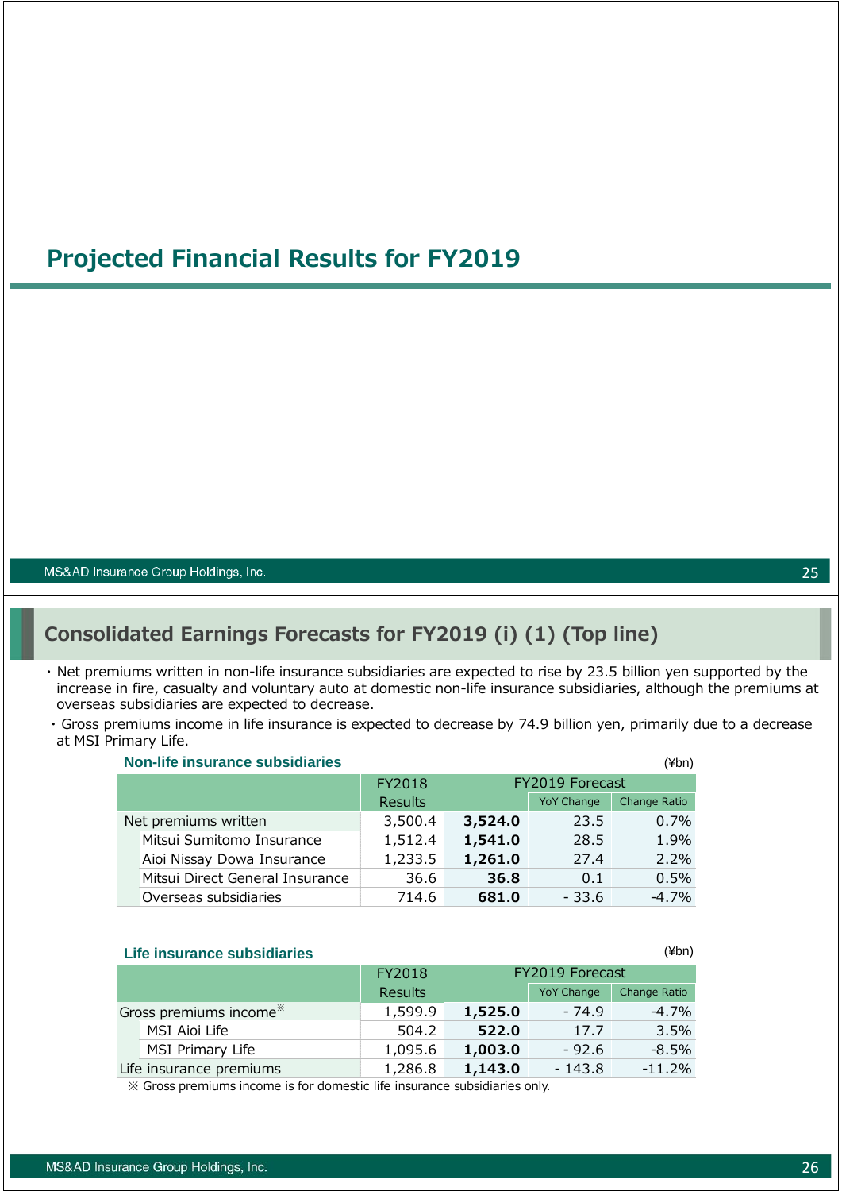# Projected Financial Results for FY2019

## Consolidated Earnings Forecasts for FY2019 (i) (1) (Top line)

- Net premiums written in non-life insurance subsidiaries are expected to rise by 23.5 billion yen supported by the increase in fire, casualty and voluntary auto at domestic non-life insurance subsidiaries, although the premiums at overseas subsidiaries are expected to decrease.
- Gross premiums income in life insurance is expected to decrease by 74.9 billion yen, primarily due to a decrease at MSI Primary Life.

**Non-life insurance subsidiaries** (¥bn)

| | FY2018 Results | FY2019 Forecast | | |
|---|---|---|---|---|
| | | | YoY Change | Change Ratio |
| Net premiums written | 3,500.4 | **3,524.0** | 23.5 | 0.7% |
| Mitsui Sumitomo Insurance | 1,512.4 | **1,541.0** | 28.5 | 1.9% |
| Aioi Nissay Dowa Insurance | 1,233.5 | **1,261.0** | 27.4 | 2.2% |
| Mitsui Direct General Insurance | 36.6 | **36.8** | 0.1 | 0.5% |
| Overseas subsidiaries | 714.6 | **681.0** | - 33.6 | -4.7% |

**Life insurance subsidiaries** (¥bn)

| | FY2018 Results | FY2019 Forecast | | |
|---|---|---|---|---|
| | | | YoY Change | Change Ratio |
| Gross premiums income※ | 1,599.9 | **1,525.0** | - 74.9 | -4.7% |
| MSI Aioi Life | 504.2 | **522.0** | 17.7 | 3.5% |
| MSI Primary Life | 1,095.6 | **1,003.0** | - 92.6 | -8.5% |
| Life insurance premiums | 1,286.8 | **1,143.0** | - 143.8 | -11.2% |

※ Gross premiums income is for domestic life insurance subsidiaries only.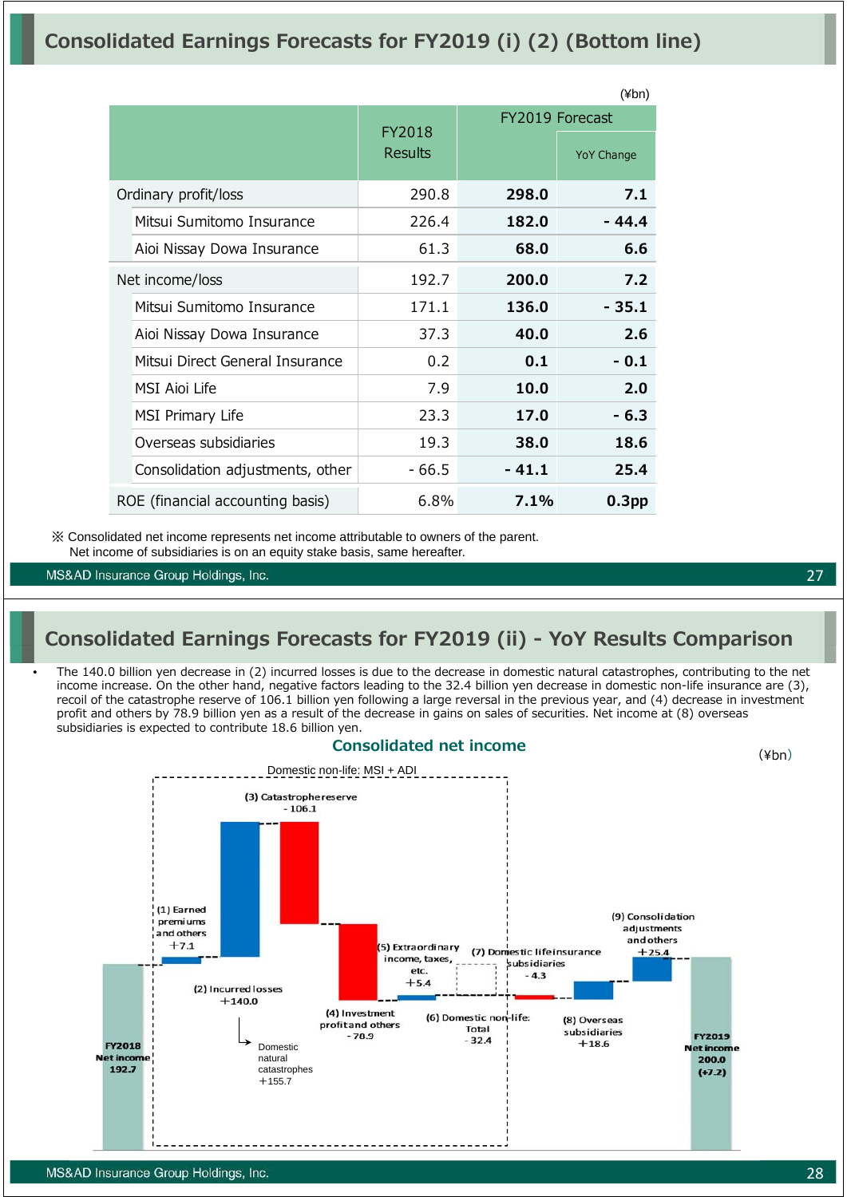# Consolidated Earnings Forecasts for FY2019 (i) (2) (Bottom line)

(¥bn)

| | FY2018 Results | FY2019 Forecast | YoY Change |
|---|---|---|---|
| Ordinary profit/loss | 290.8 | **298.0** | **7.1** |
| Mitsui Sumitomo Insurance | 226.4 | **182.0** | **- 44.4** |
| Aioi Nissay Dowa Insurance | 61.3 | **68.0** | **6.6** |
| Net income/loss | 192.7 | **200.0** | **7.2** |
| Mitsui Sumitomo Insurance | 171.1 | **136.0** | **- 35.1** |
| Aioi Nissay Dowa Insurance | 37.3 | **40.0** | **2.6** |
| Mitsui Direct General Insurance | 0.2 | **0.1** | **- 0.1** |
| MSI Aioi Life | 7.9 | **10.0** | **2.0** |
| MSI Primary Life | 23.3 | **17.0** | **- 6.3** |
| Overseas subsidiaries | 19.3 | **38.0** | **18.6** |
| Consolidation adjustments, other | - 66.5 | **- 41.1** | **25.4** |
| ROE (financial accounting basis) | 6.8% | **7.1%** | **0.3pp** |

※ Consolidated net income represents net income attributable to owners of the parent.
Net income of subsidiaries is on an equity stake basis, same hereafter.

# Consolidated Earnings Forecasts for FY2019 (ii) - YoY Results Comparison

- The 140.0 billion yen decrease in (2) incurred losses is due to the decrease in domestic natural catastrophes, contributing to the net income increase. On the other hand, negative factors leading to the 32.4 billion yen decrease in domestic non-life insurance are (3), recoil of the catastrophe reserve of 106.1 billion yen following a large reversal in the previous year, and (4) decrease in investment profit and others by 78.9 billion yen as a result of the decrease in gains on sales of securities. Net income at (8) overseas subsidiaries is expected to contribute 18.6 billion yen.

**Consolidated net income**

(¥bn)

Domestic non-life: MSI + ADI

| Item | Amount |
|---|---|
| FY2018 Net income | 192.7 |
| (1) Earned premiums and others | +7.1 |
| (2) Incurred losses | +140.0 |
| Domestic natural catastrophes | +155.7 |
| (3) Catastrophe reserve | - 106.1 |
| (4) Investment profit and others | - 78.9 |
| (5) Extraordinary income, taxes, etc. | +5.4 |
| (6) Domestic non-life: Total | - 32.4 |
| (7) Domestic life insurance subsidiaries | - 4.3 |
| (8) Overseas subsidiaries | +18.6 |
| (9) Consolidation adjustments and others | +25.4 |
| FY2019 Net income | 200.0 (+7.2) |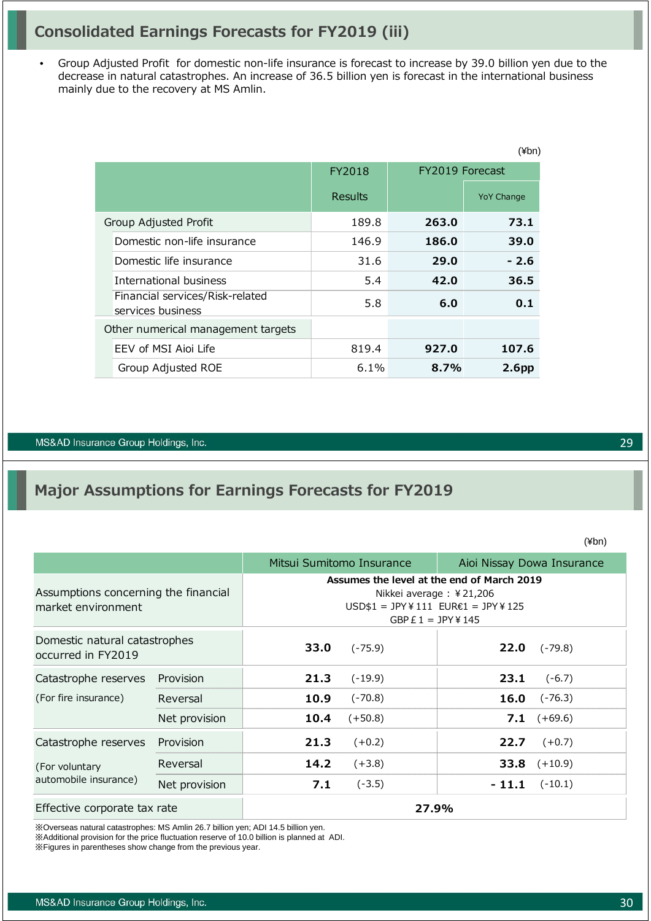## Consolidated Earnings Forecasts for FY2019 (iii)

- Group Adjusted Profit for domestic non-life insurance is forecast to increase by 39.0 billion yen due to the decrease in natural catastrophes. An increase of 36.5 billion yen is forecast in the international business mainly due to the recovery at MS Amlin.

(¥bn)

| | FY2018 Results | FY2019 Forecast | YoY Change |
|---|---|---|---|
| Group Adjusted Profit | 189.8 | **263.0** | **73.1** |
| Domestic non-life insurance | 146.9 | **186.0** | **39.0** |
| Domestic life insurance | 31.6 | **29.0** | **- 2.6** |
| International business | 5.4 | **42.0** | **36.5** |
| Financial services/Risk-related services business | 5.8 | **6.0** | **0.1** |
| Other numerical management targets | | | |
| EEV of MSI Aioi Life | 819.4 | **927.0** | **107.6** |
| Group Adjusted ROE | 6.1% | **8.7%** | **2.6pp** |

## Major Assumptions for Earnings Forecasts for FY2019

(¥bn)

| | | Mitsui Sumitomo Insurance | Aioi Nissay Dowa Insurance |
|---|---|---|---|
| Assumptions concerning the financial market environment | | **Assumes the level at the end of March 2019** Nikkei average：¥21,206 USD$1 = JPY¥111 EUR€1 = JPY¥125 GBP£1 = JPY¥145 | |
| Domestic natural catastrophes occurred in FY2019 | | **33.0** (-75.9) | **22.0** (-79.8) |
| Catastrophe reserves (For fire insurance) | Provision | **21.3** (-19.9) | **23.1** (-6.7) |
| | Reversal | **10.9** (-70.8) | **16.0** (-76.3) |
| | Net provision | **10.4** (+50.8) | **7.1** (+69.6) |
| Catastrophe reserves (For voluntary automobile insurance) | Provision | **21.3** (+0.2) | **22.7** (+0.7) |
| | Reversal | **14.2** (+3.8) | **33.8** (+10.9) |
| | Net provision | **7.1** (-3.5) | **- 11.1** (-10.1) |
| Effective corporate tax rate | | **27.9%** | |

※Overseas natural catastrophes: MS Amlin 26.7 billion yen; ADI 14.5 billion yen.
※Additional provision for the price fluctuation reserve of 10.0 billion is planned at ADI.
※Figures in parentheses show change from the previous year.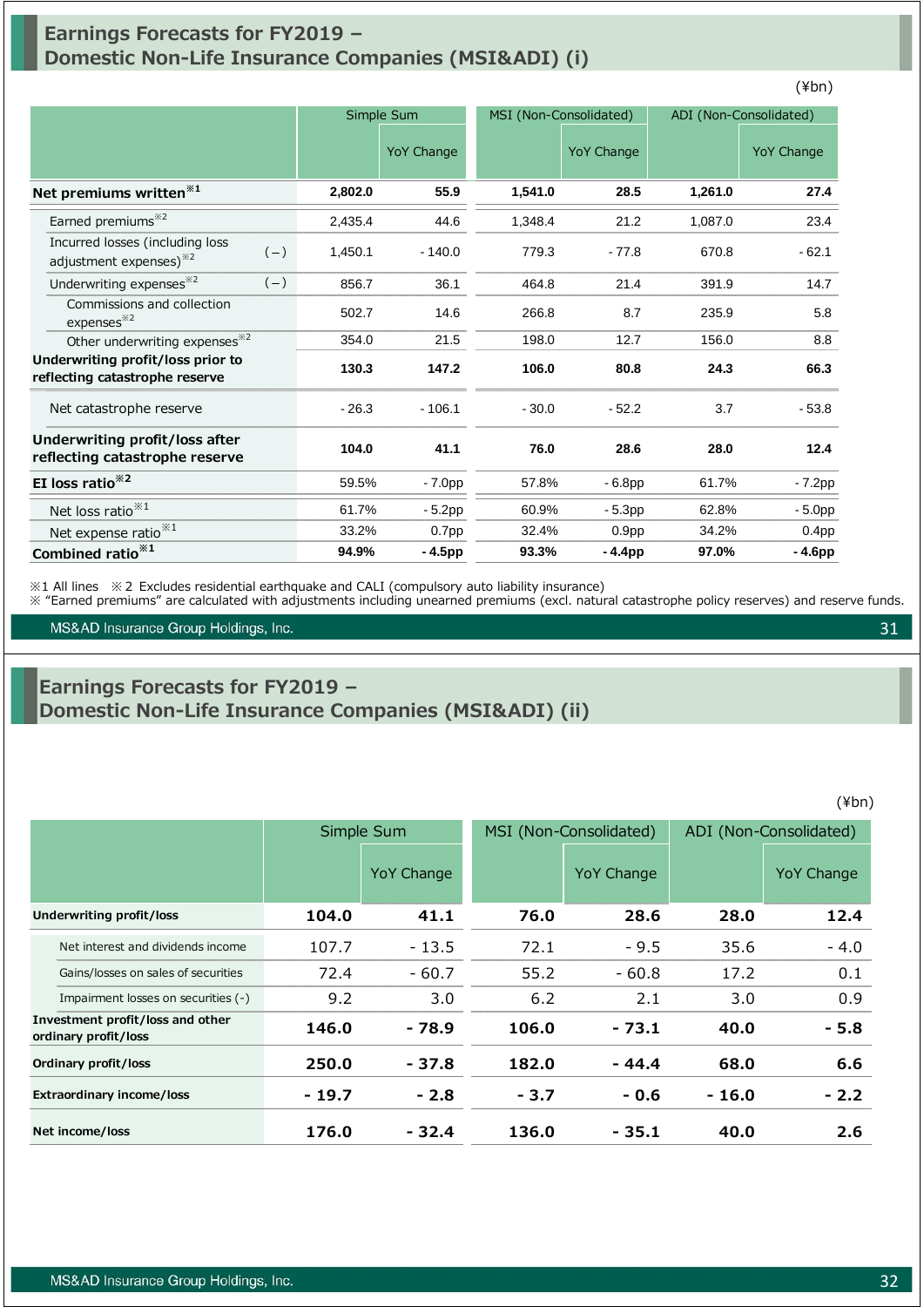## Earnings Forecasts for FY2019 – Domestic Non-Life Insurance Companies (MSI&ADI) (i)

(¥bn)

| | | Simple Sum | | MSI (Non-Consolidated) | | ADI (Non-Consolidated) | |
|---|---|---|---|---|---|---|---|
| | | | YoY Change | | YoY Change | | YoY Change |
| **Net premiums written**※1 | | **2,802.0** | **55.9** | **1,541.0** | **28.5** | **1,261.0** | **27.4** |
| Earned premiums※2 | | 2,435.4 | 44.6 | 1,348.4 | 21.2 | 1,087.0 | 23.4 |
| Incurred losses (including loss adjustment expenses)※2 | (−) | 1,450.1 | - 140.0 | 779.3 | - 77.8 | 670.8 | - 62.1 |
| Underwriting expenses※2 | (−) | 856.7 | 36.1 | 464.8 | 21.4 | 391.9 | 14.7 |
| Commissions and collection expenses※2 | | 502.7 | 14.6 | 266.8 | 8.7 | 235.9 | 5.8 |
| Other underwriting expenses※2 | | 354.0 | 21.5 | 198.0 | 12.7 | 156.0 | 8.8 |
| **Underwriting profit/loss prior to reflecting catastrophe reserve** | | **130.3** | **147.2** | **106.0** | **80.8** | **24.3** | **66.3** |
| Net catastrophe reserve | | - 26.3 | - 106.1 | - 30.0 | - 52.2 | 3.7 | - 53.8 |
| **Underwriting profit/loss after reflecting catastrophe reserve** | | **104.0** | **41.1** | **76.0** | **28.6** | **28.0** | **12.4** |
| **EI loss ratio**※2 | | 59.5% | - 7.0pp | 57.8% | - 6.8pp | 61.7% | - 7.2pp |
| Net loss ratio※1 | | 61.7% | - 5.2pp | 60.9% | - 5.3pp | 62.8% | - 5.0pp |
| Net expense ratio※1 | | 33.2% | 0.7pp | 32.4% | 0.9pp | 34.2% | 0.4pp |
| **Combined ratio**※1 | | **94.9%** | **- 4.5pp** | **93.3%** | **- 4.4pp** | **97.0%** | **- 4.6pp** |

※1 All lines ※2 Excludes residential earthquake and CALI (compulsory auto liability insurance)
※ "Earned premiums" are calculated with adjustments including unearned premiums (excl. natural catastrophe policy reserves) and reserve funds.

## Earnings Forecasts for FY2019 – Domestic Non-Life Insurance Companies (MSI&ADI) (ii)

(¥bn)

| | Simple Sum | | MSI (Non-Consolidated) | | ADI (Non-Consolidated) | |
|---|---|---|---|---|---|---|
| | | YoY Change | | YoY Change | | YoY Change |
| **Underwriting profit/loss** | **104.0** | **41.1** | **76.0** | **28.6** | **28.0** | **12.4** |
| Net interest and dividends income | 107.7 | - 13.5 | 72.1 | - 9.5 | 35.6 | - 4.0 |
| Gains/losses on sales of securities | 72.4 | - 60.7 | 55.2 | - 60.8 | 17.2 | 0.1 |
| Impairment losses on securities (-) | 9.2 | 3.0 | 6.2 | 2.1 | 3.0 | 0.9 |
| **Investment profit/loss and other ordinary profit/loss** | **146.0** | **- 78.9** | **106.0** | **- 73.1** | **40.0** | **- 5.8** |
| **Ordinary profit/loss** | **250.0** | **- 37.8** | **182.0** | **- 44.4** | **68.0** | **6.6** |
| **Extraordinary income/loss** | **- 19.7** | **- 2.8** | **- 3.7** | **- 0.6** | **- 16.0** | **- 2.2** |
| **Net income/loss** | **176.0** | **- 32.4** | **136.0** | **- 35.1** | **40.0** | **2.6** |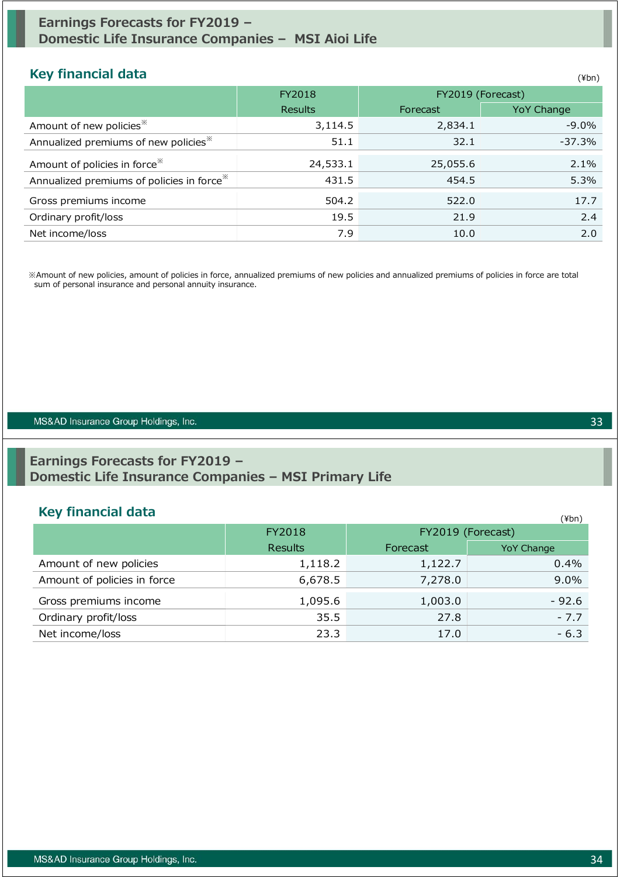## Earnings Forecasts for FY2019 – Domestic Life Insurance Companies – MSI Aioi Life

### Key financial data

(¥bn)

| | FY2018 | FY2019 (Forecast) | |
|---|---|---|---|
| | Results | Forecast | YoY Change |
| Amount of new policies※ | 3,114.5 | 2,834.1 | -9.0% |
| Annualized premiums of new policies※ | 51.1 | 32.1 | -37.3% |
| Amount of policies in force※ | 24,533.1 | 25,055.6 | 2.1% |
| Annualized premiums of policies in force※ | 431.5 | 454.5 | 5.3% |
| Gross premiums income | 504.2 | 522.0 | 17.7 |
| Ordinary profit/loss | 19.5 | 21.9 | 2.4 |
| Net income/loss | 7.9 | 10.0 | 2.0 |

※Amount of new policies, amount of policies in force, annualized premiums of new policies and annualized premiums of policies in force are total sum of personal insurance and personal annuity insurance.

## Earnings Forecasts for FY2019 – Domestic Life Insurance Companies – MSI Primary Life

### Key financial data

(¥bn)

| | FY2018 | FY2019 (Forecast) | |
|---|---|---|---|
| | Results | Forecast | YoY Change |
| Amount of new policies | 1,118.2 | 1,122.7 | 0.4% |
| Amount of policies in force | 6,678.5 | 7,278.0 | 9.0% |
| Gross premiums income | 1,095.6 | 1,003.0 | - 92.6 |
| Ordinary profit/loss | 35.5 | 27.8 | - 7.7 |
| Net income/loss | 23.3 | 17.0 | - 6.3 |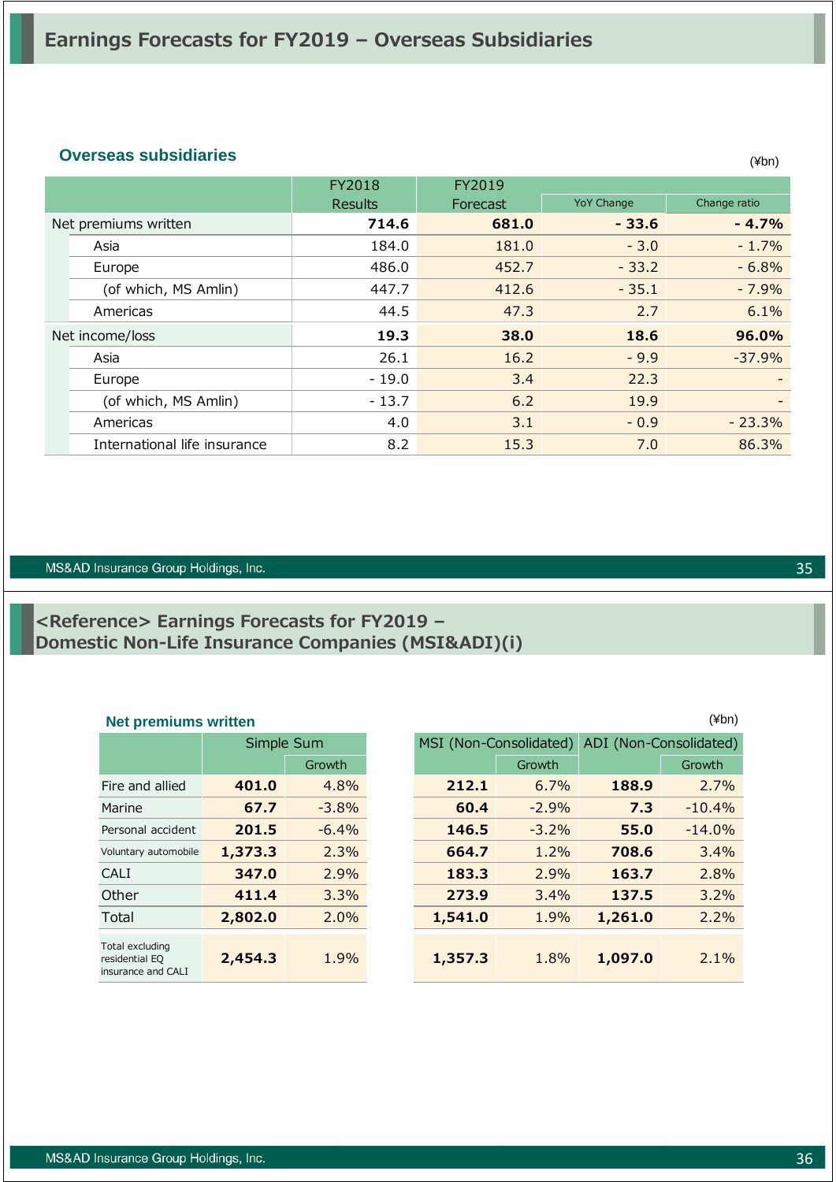# Earnings Forecasts for FY2019 – Overseas Subsidiaries

### Overseas subsidiaries

(¥bn)

| | FY2018 Results | FY2019 Forecast | YoY Change | Change ratio |
|---|---|---|---|---|
| Net premiums written | **714.6** | **681.0** | **- 33.6** | **- 4.7%** |
| Asia | 184.0 | 181.0 | - 3.0 | - 1.7% |
| Europe | 486.0 | 452.7 | - 33.2 | - 6.8% |
| (of which, MS Amlin) | 447.7 | 412.6 | - 35.1 | - 7.9% |
| Americas | 44.5 | 47.3 | 2.7 | 6.1% |
| Net income/loss | **19.3** | **38.0** | **18.6** | **96.0%** |
| Asia | 26.1 | 16.2 | - 9.9 | -37.9% |
| Europe | - 19.0 | 3.4 | 22.3 | - |
| (of which, MS Amlin) | - 13.7 | 6.2 | 19.9 | - |
| Americas | 4.0 | 3.1 | - 0.9 | - 23.3% |
| International life insurance | 8.2 | 15.3 | 7.0 | 86.3% |

# <Reference> Earnings Forecasts for FY2019 – Domestic Non-Life Insurance Companies (MSI&ADI)(i)

### Net premiums written

(¥bn)

| | Simple Sum | | MSI (Non-Consolidated) | | ADI (Non-Consolidated) | |
|---|---|---|---|---|---|---|
| | | Growth | | Growth | | Growth |
| Fire and allied | **401.0** | 4.8% | **212.1** | 6.7% | **188.9** | 2.7% |
| Marine | **67.7** | -3.8% | **60.4** | -2.9% | **7.3** | -10.4% |
| Personal accident | **201.5** | -6.4% | **146.5** | -3.2% | **55.0** | -14.0% |
| Voluntary automobile | **1,373.3** | 2.3% | **664.7** | 1.2% | **708.6** | 3.4% |
| CALI | **347.0** | 2.9% | **183.3** | 2.9% | **163.7** | 2.8% |
| Other | **411.4** | 3.3% | **273.9** | 3.4% | **137.5** | 3.2% |
| Total | **2,802.0** | 2.0% | **1,541.0** | 1.9% | **1,261.0** | 2.2% |
| Total excluding residential EQ insurance and CALI | **2,454.3** | 1.9% | **1,357.3** | 1.8% | **1,097.0** | 2.1% |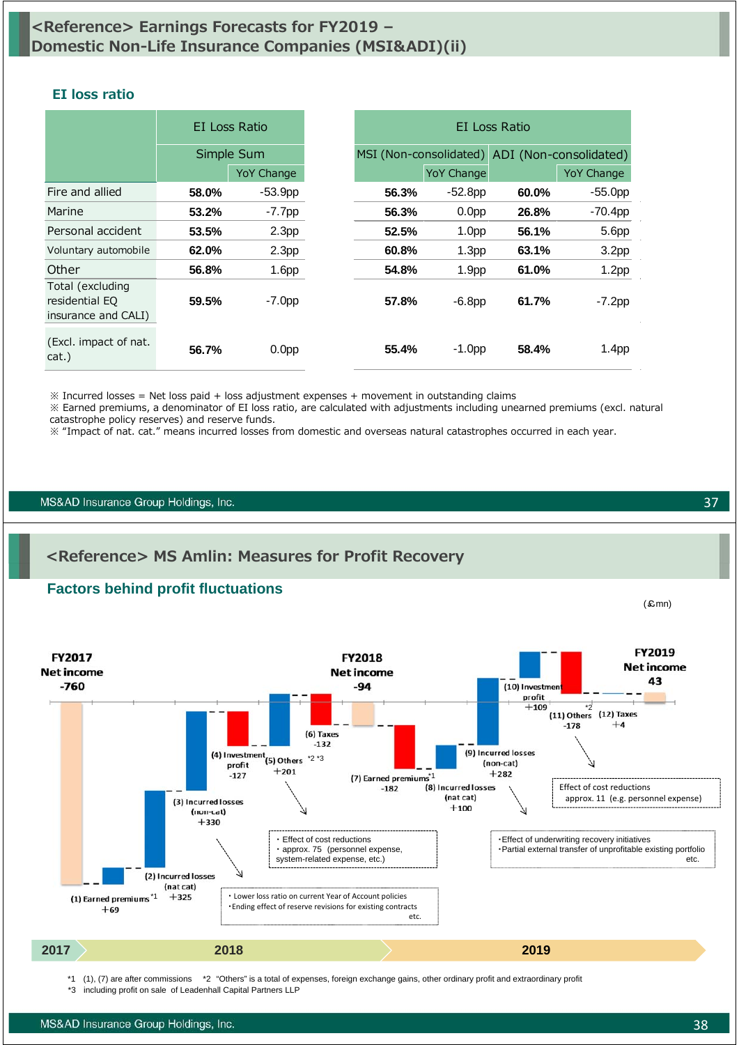# <Reference> Earnings Forecasts for FY2019 – Domestic Non-Life Insurance Companies (MSI&ADI)(ii)

## EI loss ratio

| | EI Loss Ratio | | EI Loss Ratio | | | |
|---|---|---|---|---|---|---|
| | Simple Sum | | MSI (Non-consolidated) | | ADI (Non-consolidated) | |
| | | YoY Change | | YoY Change | | YoY Change |
| Fire and allied | **58.0%** | -53.9pp | **56.3%** | -52.8pp | **60.0%** | -55.0pp |
| Marine | **53.2%** | -7.7pp | **56.3%** | 0.0pp | **26.8%** | -70.4pp |
| Personal accident | **53.5%** | 2.3pp | **52.5%** | 1.0pp | **56.1%** | 5.6pp |
| Voluntary automobile | **62.0%** | 2.3pp | **60.8%** | 1.3pp | **63.1%** | 3.2pp |
| Other | **56.8%** | 1.6pp | **54.8%** | 1.9pp | **61.0%** | 1.2pp |
| Total (excluding residential EQ insurance and CALI) | **59.5%** | -7.0pp | **57.8%** | -6.8pp | **61.7%** | -7.2pp |
| (Excl. impact of nat. cat.) | **56.7%** | 0.0pp | **55.4%** | -1.0pp | **58.4%** | 1.4pp |

※ Incurred losses = Net loss paid + loss adjustment expenses + movement in outstanding claims
※ Earned premiums, a denominator of EI loss ratio, are calculated with adjustments including unearned premiums (excl. natural catastrophe policy reserves) and reserve funds.
※ "Impact of nat. cat." means incurred losses from domestic and overseas natural catastrophes occurred in each year.

# <Reference> MS Amlin: Measures for Profit Recovery

## Factors behind profit fluctuations

(£mn)

| Item | Amount |
|---|---|
| FY2017 Net income | -760 |
| (1) Earned premiums*1 | +69 |
| (2) Incurred losses (nat cat) | +325 |
| (3) Incurred losses (non-cat) | +330 |
| (4) Investment profit | -127 |
| (5) Others*2 *3 | +201 |
| (6) Taxes | -132 |
| FY2018 Net income | -94 |
| (7) Earned premiums*1 | -182 |
| (8) Incurred losses (nat cat) | +100 |
| (9) Incurred losses (non-cat) | +282 |
| (10) Investment profit | +109 |
| (11) Others*2 | -178 |
| (12) Taxes | +4 |
| FY2019 Net income | 43 |

2017 / 2018:
- Lower loss ratio on current Year of Account policies
- Ending effect of reserve revisions for existing contracts etc.

- Effect of cost reductions
- approx. 75 (personnel expense, system-related expense, etc.)

2019:
- Effect of underwriting recovery initiatives
- Partial external transfer of unprofitable existing portfolio etc.

Effect of cost reductions approx. 11 (e.g. personnel expense)

*1 (1), (7) are after commissions *2 "Others" is a total of expenses, foreign exchange gains, other ordinary profit and extraordinary profit
*3 including profit on sale of Leadenhall Capital Partners LLP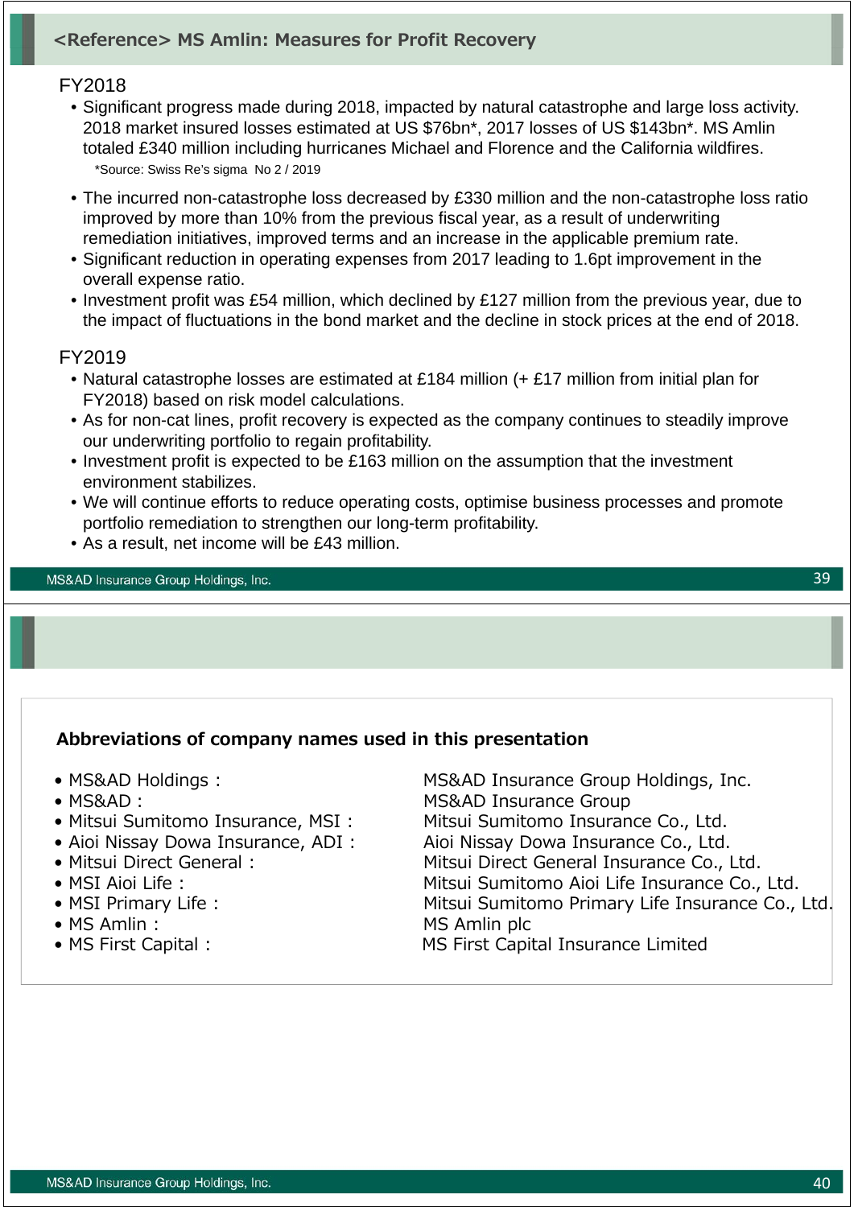## <Reference> MS Amlin: Measures for Profit Recovery

FY2018

- Significant progress made during 2018, impacted by natural catastrophe and large loss activity. 2018 market insured losses estimated at US $76bn*, 2017 losses of US $143bn*. MS Amlin totaled £340 million including hurricanes Michael and Florence and the California wildfires.

  *Source: Swiss Re's sigma No 2 / 2019

- The incurred non-catastrophe loss decreased by £330 million and the non-catastrophe loss ratio improved by more than 10% from the previous fiscal year, as a result of underwriting remediation initiatives, improved terms and an increase in the applicable premium rate.
- Significant reduction in operating expenses from 2017 leading to 1.6pt improvement in the overall expense ratio.
- Investment profit was £54 million, which declined by £127 million from the previous year, due to the impact of fluctuations in the bond market and the decline in stock prices at the end of 2018.

FY2019

- Natural catastrophe losses are estimated at £184 million (+ £17 million from initial plan for FY2018) based on risk model calculations.
- As for non-cat lines, profit recovery is expected as the company continues to steadily improve our underwriting portfolio to regain profitability.
- Investment profit is expected to be £163 million on the assumption that the investment environment stabilizes.
- We will continue efforts to reduce operating costs, optimise business processes and promote portfolio remediation to strengthen our long-term profitability.
- As a result, net income will be £43 million.

---

**Abbreviations of company names used in this presentation**

- MS&AD Holdings : MS&AD Insurance Group Holdings, Inc.
- MS&AD : MS&AD Insurance Group
- Mitsui Sumitomo Insurance, MSI : Mitsui Sumitomo Insurance Co., Ltd.
- Aioi Nissay Dowa Insurance, ADI : Aioi Nissay Dowa Insurance Co., Ltd.
- Mitsui Direct General : Mitsui Direct General Insurance Co., Ltd.
- MSI Aioi Life : Mitsui Sumitomo Aioi Life Insurance Co., Ltd.
- MSI Primary Life : Mitsui Sumitomo Primary Life Insurance Co., Ltd.
- MS Amlin : MS Amlin plc
- MS First Capital : MS First Capital Insurance Limited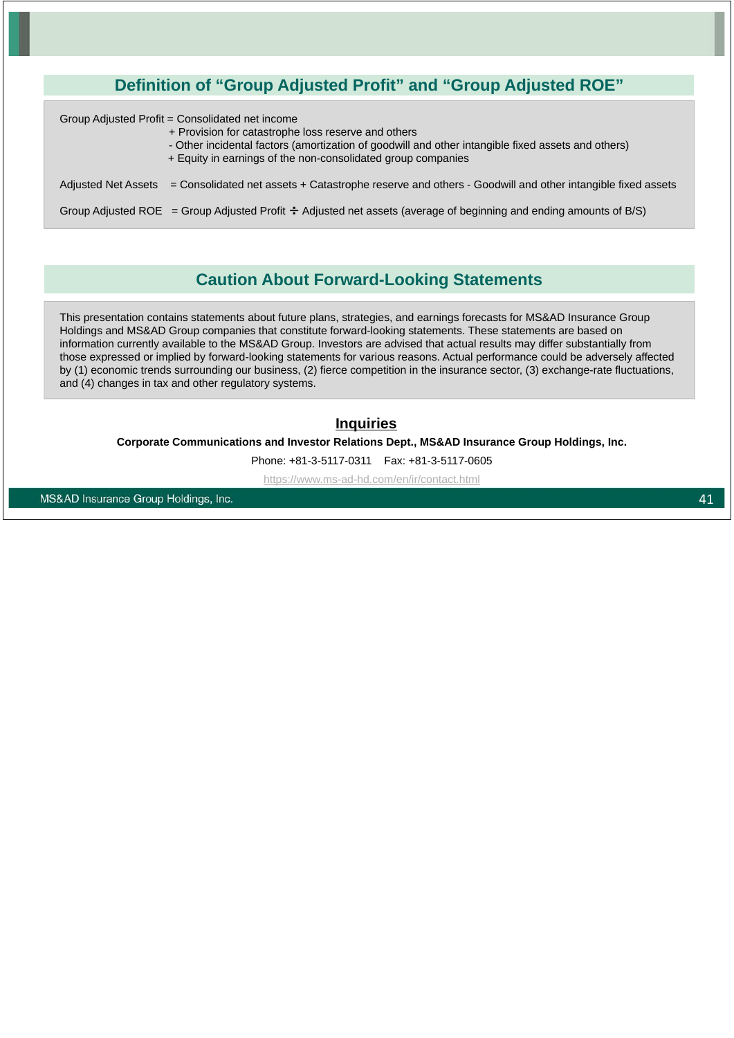## Definition of “Group Adjusted Profit” and “Group Adjusted ROE”

Group Adjusted Profit = Consolidated net income
+ Provision for catastrophe loss reserve and others
- Other incidental factors (amortization of goodwill and other intangible fixed assets and others)
+ Equity in earnings of the non-consolidated group companies

Adjusted Net Assets = Consolidated net assets + Catastrophe reserve and others - Goodwill and other intangible fixed assets

Group Adjusted ROE = Group Adjusted Profit ÷ Adjusted net assets (average of beginning and ending amounts of B/S)

## Caution About Forward-Looking Statements

This presentation contains statements about future plans, strategies, and earnings forecasts for MS&AD Insurance Group Holdings and MS&AD Group companies that constitute forward-looking statements. These statements are based on information currently available to the MS&AD Group. Investors are advised that actual results may differ substantially from those expressed or implied by forward-looking statements for various reasons. Actual performance could be adversely affected by (1) economic trends surrounding our business, (2) fierce competition in the insurance sector, (3) exchange-rate fluctuations, and (4) changes in tax and other regulatory systems.

**Inquiries**

**Corporate Communications and Investor Relations Dept., MS&AD Insurance Group Holdings, Inc.**

Phone: +81-3-5117-0311 Fax: +81-3-5117-0605

https://www.ms-ad-hd.com/en/ir/contact.html